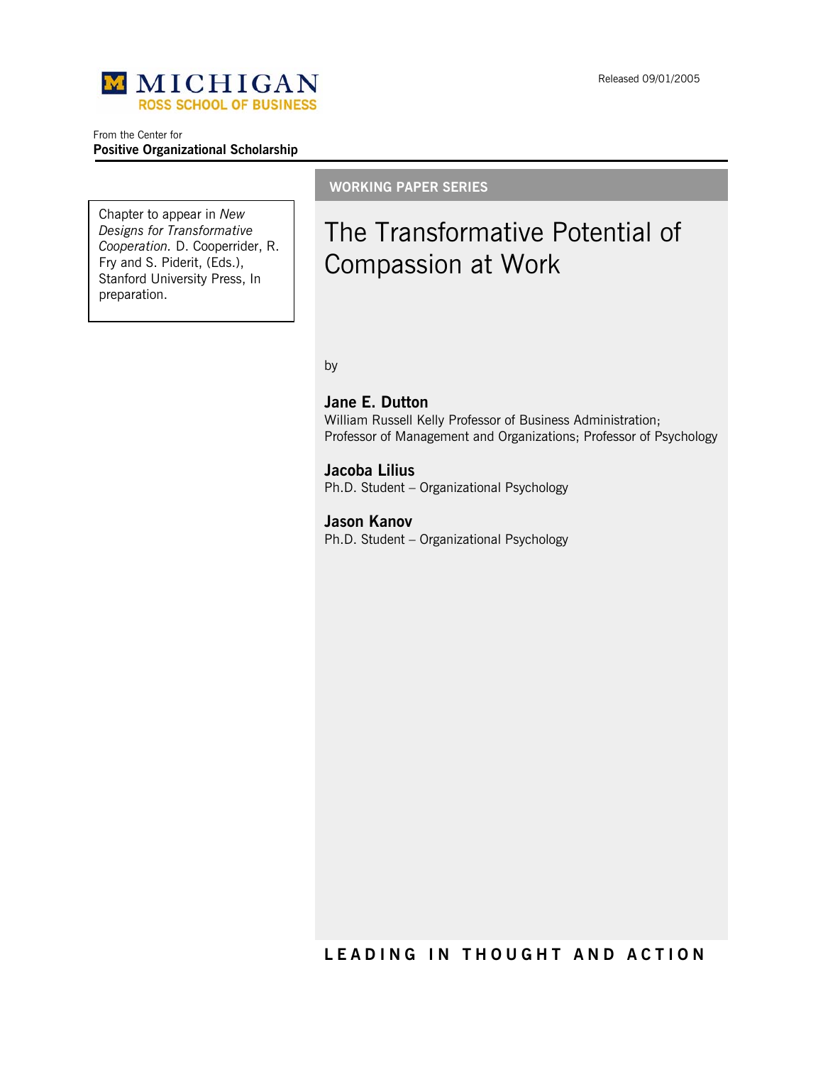MICHIGAN
ROSS SCHOOL OF BUSINESS

Released 09/01/2005

From the Center for
**Positive Organizational Scholarship**

**WORKING PAPER SERIES**

Chapter to appear in *New Designs for Transformative Cooperation.* D. Cooperrider, R. Fry and S. Piderit, (Eds.), Stanford University Press, In preparation.

# The Transformative Potential of Compassion at Work

by

**Jane E. Dutton**
William Russell Kelly Professor of Business Administration; Professor of Management and Organizations; Professor of Psychology

**Jacoba Lilius**
Ph.D. Student – Organizational Psychology

**Jason Kanov**
Ph.D. Student – Organizational Psychology

**LEADING IN THOUGHT AND ACTION**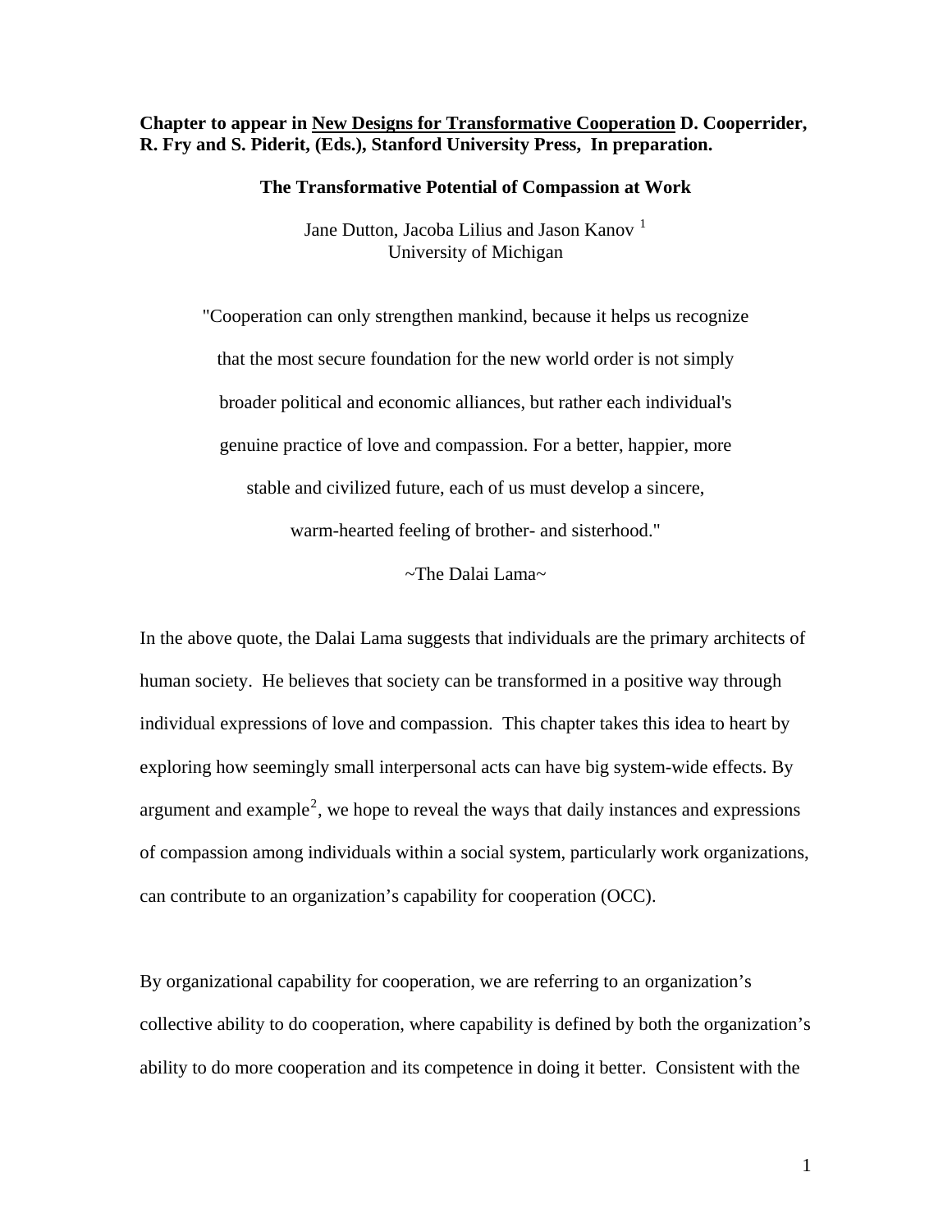**Chapter to appear in New Designs for Transformative Cooperation D. Cooperrider, R. Fry and S. Piderit, (Eds.), Stanford University Press, In preparation.**

# The Transformative Potential of Compassion at Work

Jane Dutton, Jacoba Lilius and Jason Kanov [1]
University of Michigan

> "Cooperation can only strengthen mankind, because it helps us recognize that the most secure foundation for the new world order is not simply broader political and economic alliances, but rather each individual's genuine practice of love and compassion. For a better, happier, more stable and civilized future, each of us must develop a sincere, warm-hearted feeling of brother- and sisterhood."
>
> ~The Dalai Lama~

In the above quote, the Dalai Lama suggests that individuals are the primary architects of human society. He believes that society can be transformed in a positive way through individual expressions of love and compassion. This chapter takes this idea to heart by exploring how seemingly small interpersonal acts can have big system-wide effects. By argument and example[2], we hope to reveal the ways that daily instances and expressions of compassion among individuals within a social system, particularly work organizations, can contribute to an organization's capability for cooperation (OCC).

By organizational capability for cooperation, we are referring to an organization's collective ability to do cooperation, where capability is defined by both the organization's ability to do more cooperation and its competence in doing it better. Consistent with the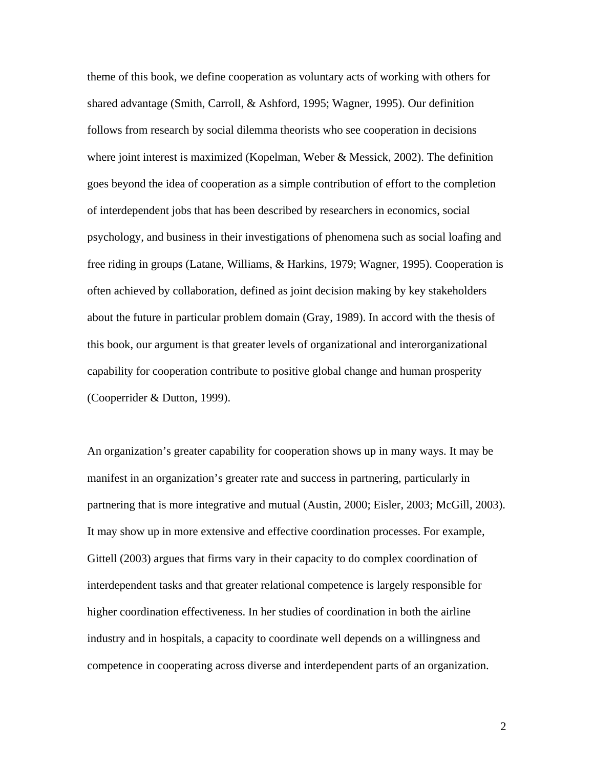theme of this book, we define cooperation as voluntary acts of working with others for shared advantage (Smith, Carroll, & Ashford, 1995; Wagner, 1995). Our definition follows from research by social dilemma theorists who see cooperation in decisions where joint interest is maximized (Kopelman, Weber & Messick, 2002). The definition goes beyond the idea of cooperation as a simple contribution of effort to the completion of interdependent jobs that has been described by researchers in economics, social psychology, and business in their investigations of phenomena such as social loafing and free riding in groups (Latane, Williams, & Harkins, 1979; Wagner, 1995). Cooperation is often achieved by collaboration, defined as joint decision making by key stakeholders about the future in particular problem domain (Gray, 1989). In accord with the thesis of this book, our argument is that greater levels of organizational and interorganizational capability for cooperation contribute to positive global change and human prosperity (Cooperrider & Dutton, 1999).

An organization's greater capability for cooperation shows up in many ways. It may be manifest in an organization's greater rate and success in partnering, particularly in partnering that is more integrative and mutual (Austin, 2000; Eisler, 2003; McGill, 2003). It may show up in more extensive and effective coordination processes. For example, Gittell (2003) argues that firms vary in their capacity to do complex coordination of interdependent tasks and that greater relational competence is largely responsible for higher coordination effectiveness. In her studies of coordination in both the airline industry and in hospitals, a capacity to coordinate well depends on a willingness and competence in cooperating across diverse and interdependent parts of an organization.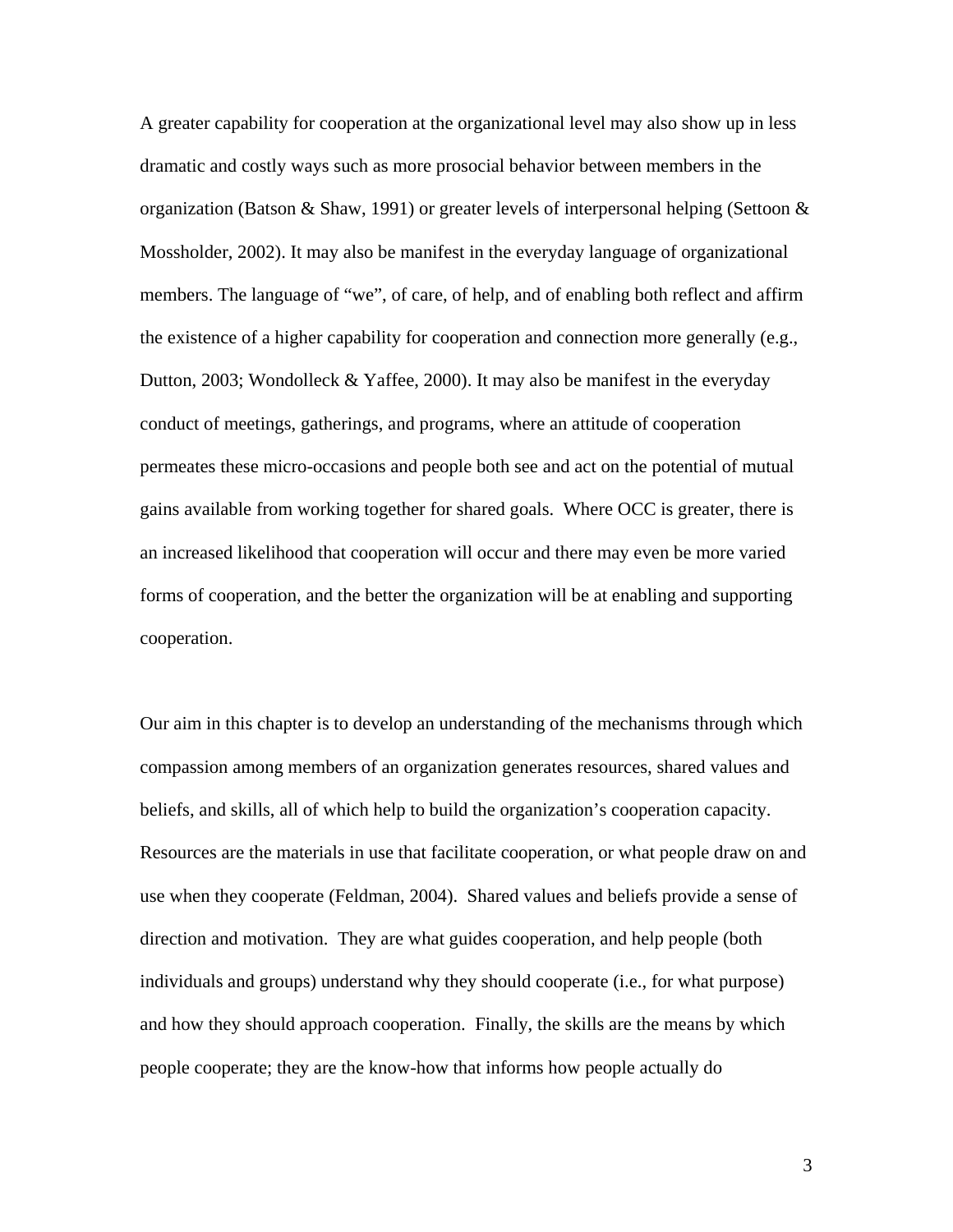A greater capability for cooperation at the organizational level may also show up in less dramatic and costly ways such as more prosocial behavior between members in the organization (Batson & Shaw, 1991) or greater levels of interpersonal helping (Settoon & Mossholder, 2002). It may also be manifest in the everyday language of organizational members. The language of "we", of care, of help, and of enabling both reflect and affirm the existence of a higher capability for cooperation and connection more generally (e.g., Dutton, 2003; Wondolleck & Yaffee, 2000). It may also be manifest in the everyday conduct of meetings, gatherings, and programs, where an attitude of cooperation permeates these micro-occasions and people both see and act on the potential of mutual gains available from working together for shared goals. Where OCC is greater, there is an increased likelihood that cooperation will occur and there may even be more varied forms of cooperation, and the better the organization will be at enabling and supporting cooperation.

Our aim in this chapter is to develop an understanding of the mechanisms through which compassion among members of an organization generates resources, shared values and beliefs, and skills, all of which help to build the organization's cooperation capacity. Resources are the materials in use that facilitate cooperation, or what people draw on and use when they cooperate (Feldman, 2004). Shared values and beliefs provide a sense of direction and motivation. They are what guides cooperation, and help people (both individuals and groups) understand why they should cooperate (i.e., for what purpose) and how they should approach cooperation. Finally, the skills are the means by which people cooperate; they are the know-how that informs how people actually do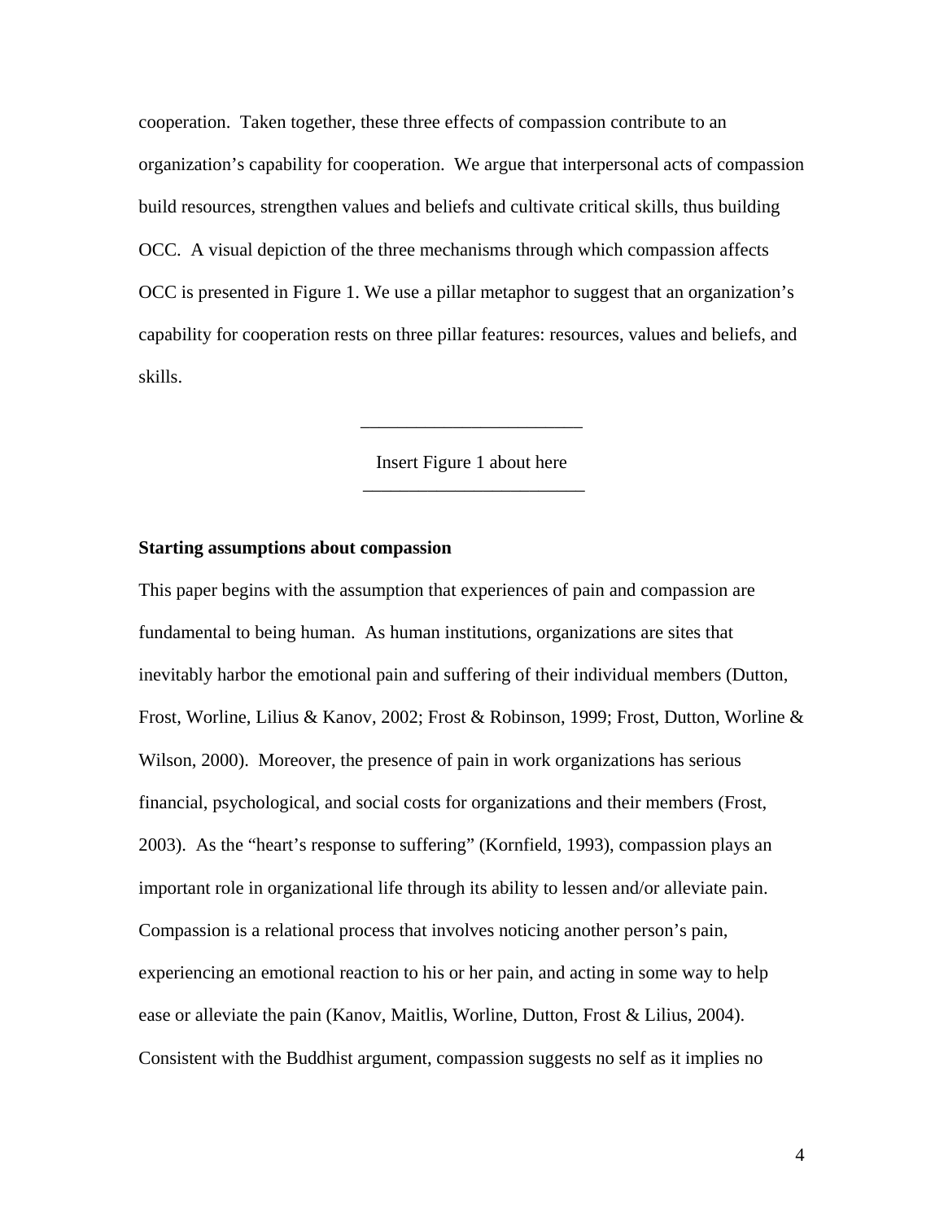cooperation. Taken together, these three effects of compassion contribute to an organization's capability for cooperation. We argue that interpersonal acts of compassion build resources, strengthen values and beliefs and cultivate critical skills, thus building OCC. A visual depiction of the three mechanisms through which compassion affects OCC is presented in Figure 1. We use a pillar metaphor to suggest that an organization's capability for cooperation rests on three pillar features: resources, values and beliefs, and skills.

---

Insert Figure 1 about here

---

**Starting assumptions about compassion**

This paper begins with the assumption that experiences of pain and compassion are fundamental to being human. As human institutions, organizations are sites that inevitably harbor the emotional pain and suffering of their individual members (Dutton, Frost, Worline, Lilius & Kanov, 2002; Frost & Robinson, 1999; Frost, Dutton, Worline & Wilson, 2000). Moreover, the presence of pain in work organizations has serious financial, psychological, and social costs for organizations and their members (Frost, 2003). As the "heart's response to suffering" (Kornfield, 1993), compassion plays an important role in organizational life through its ability to lessen and/or alleviate pain. Compassion is a relational process that involves noticing another person's pain, experiencing an emotional reaction to his or her pain, and acting in some way to help ease or alleviate the pain (Kanov, Maitlis, Worline, Dutton, Frost & Lilius, 2004). Consistent with the Buddhist argument, compassion suggests no self as it implies no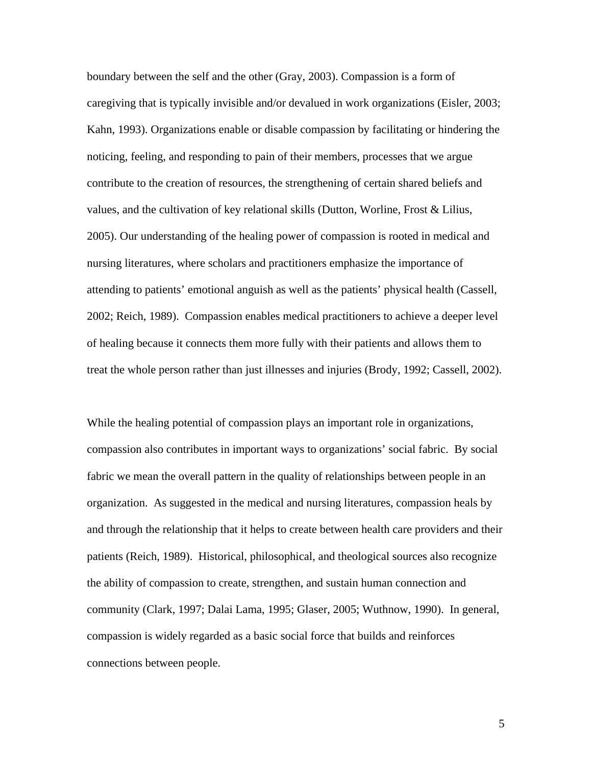boundary between the self and the other (Gray, 2003). Compassion is a form of caregiving that is typically invisible and/or devalued in work organizations (Eisler, 2003; Kahn, 1993). Organizations enable or disable compassion by facilitating or hindering the noticing, feeling, and responding to pain of their members, processes that we argue contribute to the creation of resources, the strengthening of certain shared beliefs and values, and the cultivation of key relational skills (Dutton, Worline, Frost & Lilius, 2005). Our understanding of the healing power of compassion is rooted in medical and nursing literatures, where scholars and practitioners emphasize the importance of attending to patients' emotional anguish as well as the patients' physical health (Cassell, 2002; Reich, 1989). Compassion enables medical practitioners to achieve a deeper level of healing because it connects them more fully with their patients and allows them to treat the whole person rather than just illnesses and injuries (Brody, 1992; Cassell, 2002).

While the healing potential of compassion plays an important role in organizations, compassion also contributes in important ways to organizations' social fabric. By social fabric we mean the overall pattern in the quality of relationships between people in an organization. As suggested in the medical and nursing literatures, compassion heals by and through the relationship that it helps to create between health care providers and their patients (Reich, 1989). Historical, philosophical, and theological sources also recognize the ability of compassion to create, strengthen, and sustain human connection and community (Clark, 1997; Dalai Lama, 1995; Glaser, 2005; Wuthnow, 1990). In general, compassion is widely regarded as a basic social force that builds and reinforces connections between people.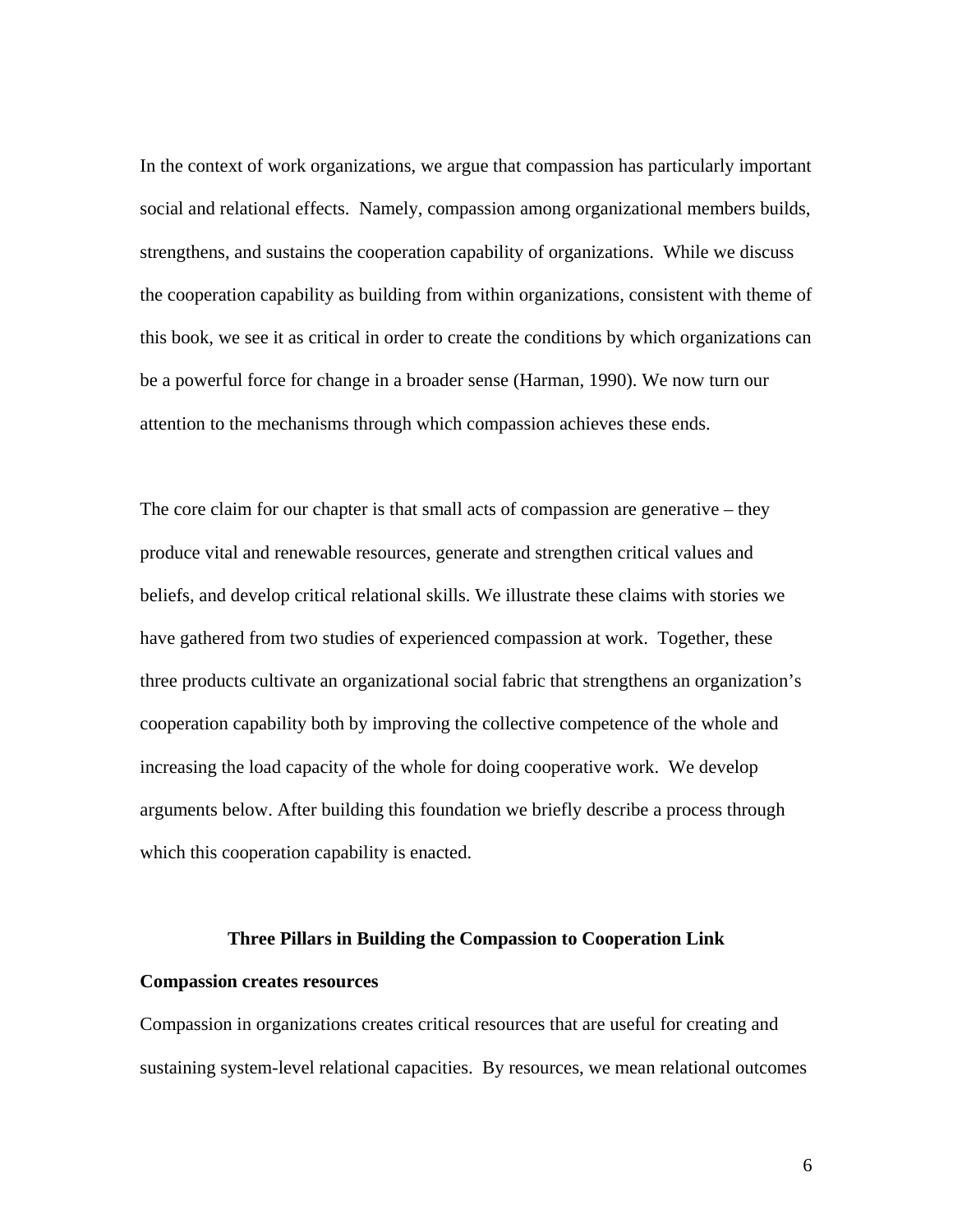In the context of work organizations, we argue that compassion has particularly important social and relational effects. Namely, compassion among organizational members builds, strengthens, and sustains the cooperation capability of organizations. While we discuss the cooperation capability as building from within organizations, consistent with theme of this book, we see it as critical in order to create the conditions by which organizations can be a powerful force for change in a broader sense (Harman, 1990). We now turn our attention to the mechanisms through which compassion achieves these ends.

The core claim for our chapter is that small acts of compassion are generative – they produce vital and renewable resources, generate and strengthen critical values and beliefs, and develop critical relational skills. We illustrate these claims with stories we have gathered from two studies of experienced compassion at work. Together, these three products cultivate an organizational social fabric that strengthens an organization's cooperation capability both by improving the collective competence of the whole and increasing the load capacity of the whole for doing cooperative work. We develop arguments below. After building this foundation we briefly describe a process through which this cooperation capability is enacted.

## Three Pillars in Building the Compassion to Cooperation Link

### Compassion creates resources

Compassion in organizations creates critical resources that are useful for creating and sustaining system-level relational capacities. By resources, we mean relational outcomes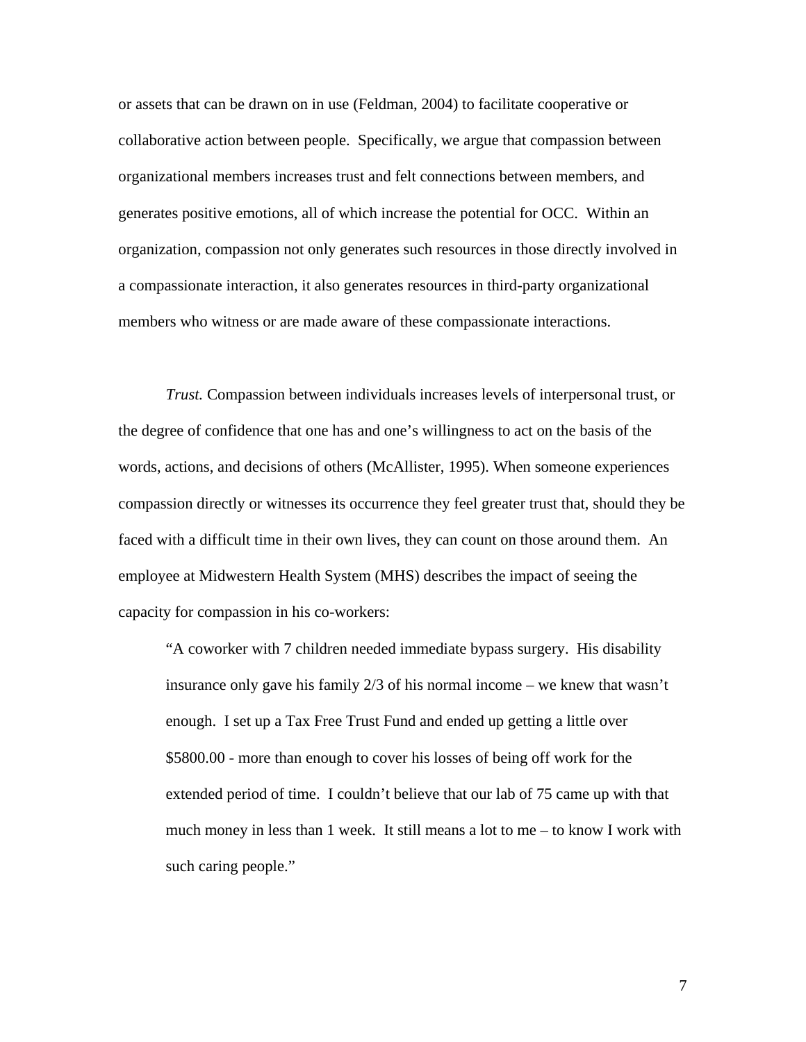or assets that can be drawn on in use (Feldman, 2004) to facilitate cooperative or collaborative action between people. Specifically, we argue that compassion between organizational members increases trust and felt connections between members, and generates positive emotions, all of which increase the potential for OCC. Within an organization, compassion not only generates such resources in those directly involved in a compassionate interaction, it also generates resources in third-party organizational members who witness or are made aware of these compassionate interactions.

*Trust.* Compassion between individuals increases levels of interpersonal trust, or the degree of confidence that one has and one's willingness to act on the basis of the words, actions, and decisions of others (McAllister, 1995). When someone experiences compassion directly or witnesses its occurrence they feel greater trust that, should they be faced with a difficult time in their own lives, they can count on those around them. An employee at Midwestern Health System (MHS) describes the impact of seeing the capacity for compassion in his co-workers:

> "A coworker with 7 children needed immediate bypass surgery. His disability insurance only gave his family 2/3 of his normal income – we knew that wasn't enough. I set up a Tax Free Trust Fund and ended up getting a little over $5800.00 - more than enough to cover his losses of being off work for the extended period of time. I couldn't believe that our lab of 75 came up with that much money in less than 1 week. It still means a lot to me – to know I work with such caring people."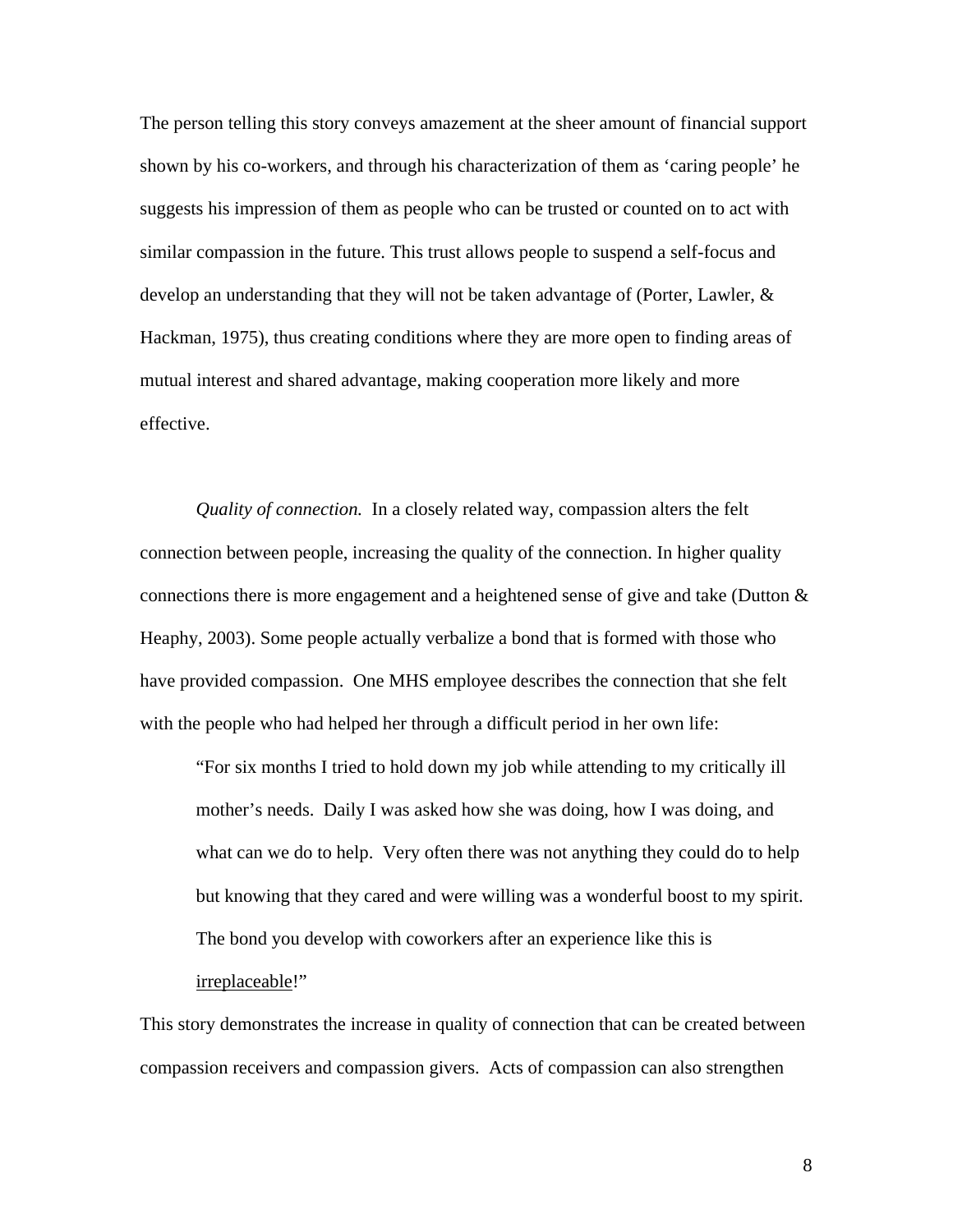The person telling this story conveys amazement at the sheer amount of financial support shown by his co-workers, and through his characterization of them as 'caring people' he suggests his impression of them as people who can be trusted or counted on to act with similar compassion in the future. This trust allows people to suspend a self-focus and develop an understanding that they will not be taken advantage of (Porter, Lawler, & Hackman, 1975), thus creating conditions where they are more open to finding areas of mutual interest and shared advantage, making cooperation more likely and more effective.

*Quality of connection.* In a closely related way, compassion alters the felt connection between people, increasing the quality of the connection. In higher quality connections there is more engagement and a heightened sense of give and take (Dutton & Heaphy, 2003). Some people actually verbalize a bond that is formed with those who have provided compassion. One MHS employee describes the connection that she felt with the people who had helped her through a difficult period in her own life:

> "For six months I tried to hold down my job while attending to my critically ill mother's needs. Daily I was asked how she was doing, how I was doing, and what can we do to help. Very often there was not anything they could do to help but knowing that they cared and were willing was a wonderful boost to my spirit. The bond you develop with coworkers after an experience like this is <u>irreplaceable</u>!"

This story demonstrates the increase in quality of connection that can be created between compassion receivers and compassion givers. Acts of compassion can also strengthen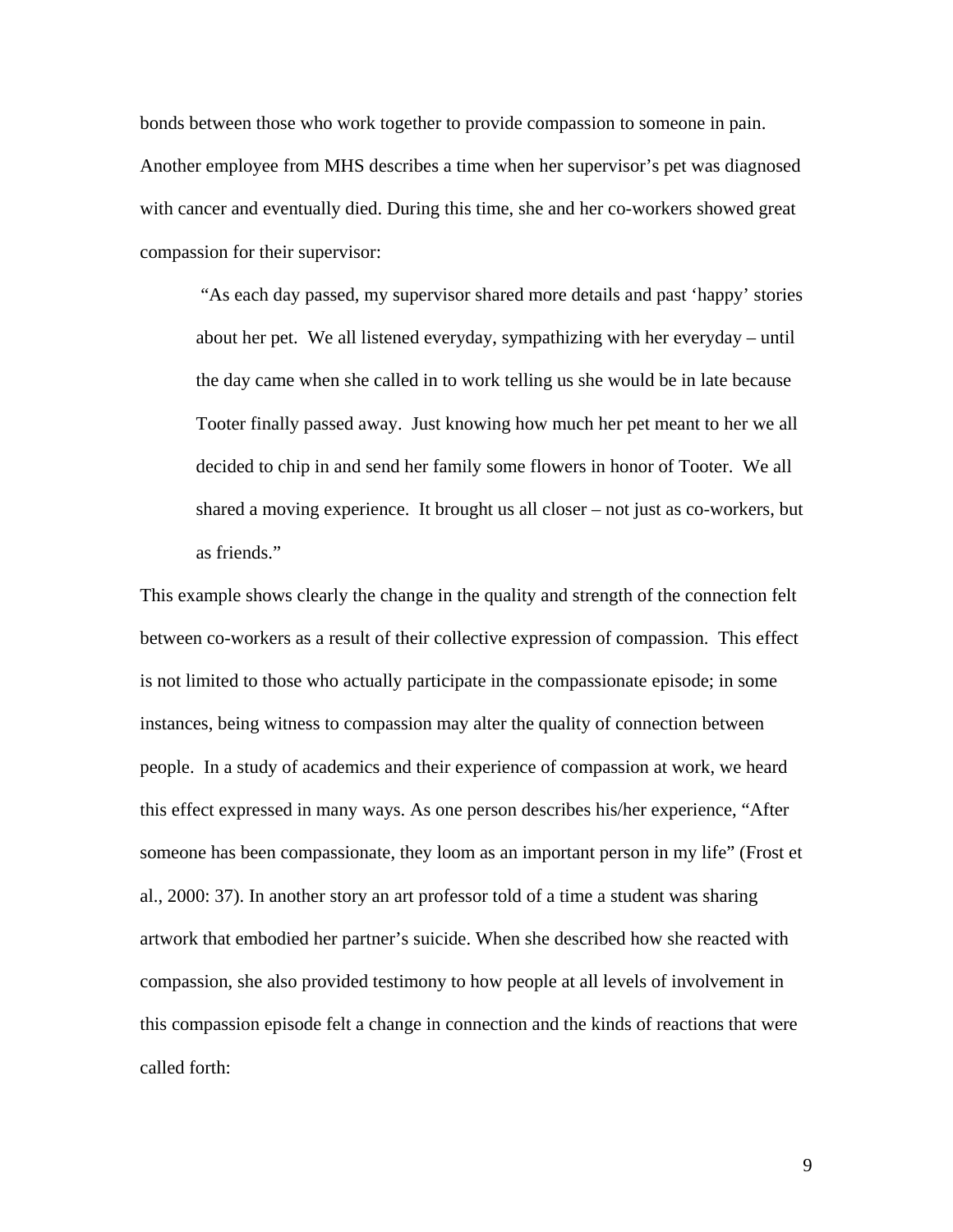bonds between those who work together to provide compassion to someone in pain. Another employee from MHS describes a time when her supervisor's pet was diagnosed with cancer and eventually died. During this time, she and her co-workers showed great compassion for their supervisor:

> "As each day passed, my supervisor shared more details and past 'happy' stories about her pet. We all listened everyday, sympathizing with her everyday – until the day came when she called in to work telling us she would be in late because Tooter finally passed away. Just knowing how much her pet meant to her we all decided to chip in and send her family some flowers in honor of Tooter. We all shared a moving experience. It brought us all closer – not just as co-workers, but as friends."

This example shows clearly the change in the quality and strength of the connection felt between co-workers as a result of their collective expression of compassion. This effect is not limited to those who actually participate in the compassionate episode; in some instances, being witness to compassion may alter the quality of connection between people. In a study of academics and their experience of compassion at work, we heard this effect expressed in many ways. As one person describes his/her experience, "After someone has been compassionate, they loom as an important person in my life" (Frost et al., 2000: 37). In another story an art professor told of a time a student was sharing artwork that embodied her partner's suicide. When she described how she reacted with compassion, she also provided testimony to how people at all levels of involvement in this compassion episode felt a change in connection and the kinds of reactions that were called forth: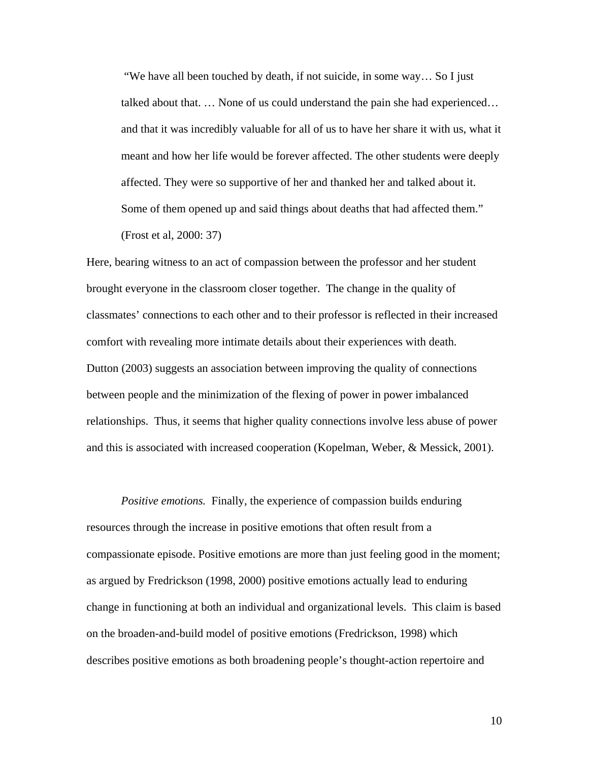> "We have all been touched by death, if not suicide, in some way… So I just talked about that. … None of us could understand the pain she had experienced… and that it was incredibly valuable for all of us to have her share it with us, what it meant and how her life would be forever affected. The other students were deeply affected. They were so supportive of her and thanked her and talked about it. Some of them opened up and said things about deaths that had affected them." (Frost et al, 2000: 37)

Here, bearing witness to an act of compassion between the professor and her student brought everyone in the classroom closer together. The change in the quality of classmates' connections to each other and to their professor is reflected in their increased comfort with revealing more intimate details about their experiences with death. Dutton (2003) suggests an association between improving the quality of connections between people and the minimization of the flexing of power in power imbalanced relationships. Thus, it seems that higher quality connections involve less abuse of power and this is associated with increased cooperation (Kopelman, Weber, & Messick, 2001).

*Positive emotions.* Finally, the experience of compassion builds enduring resources through the increase in positive emotions that often result from a compassionate episode. Positive emotions are more than just feeling good in the moment; as argued by Fredrickson (1998, 2000) positive emotions actually lead to enduring change in functioning at both an individual and organizational levels. This claim is based on the broaden-and-build model of positive emotions (Fredrickson, 1998) which describes positive emotions as both broadening people's thought-action repertoire and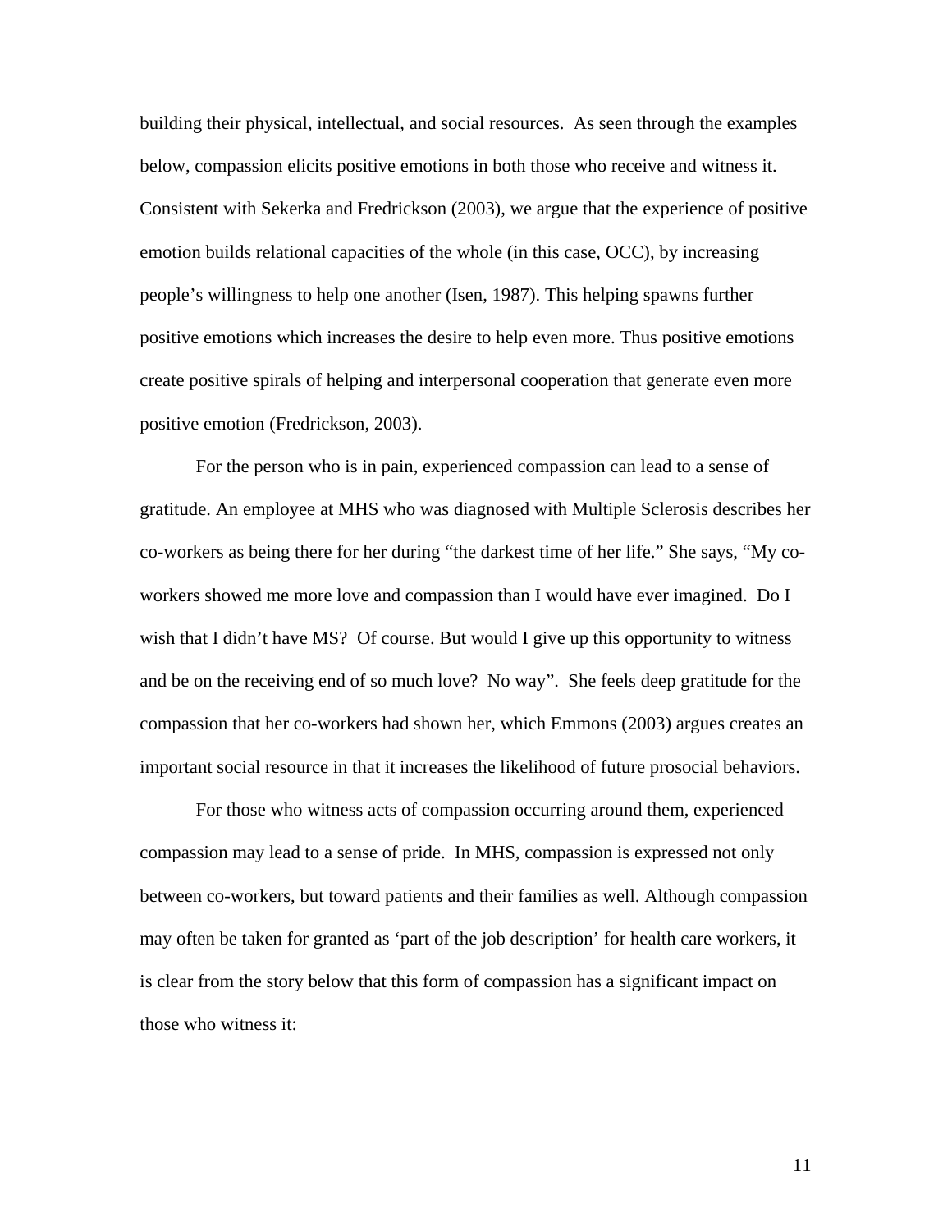building their physical, intellectual, and social resources. As seen through the examples below, compassion elicits positive emotions in both those who receive and witness it. Consistent with Sekerka and Fredrickson (2003), we argue that the experience of positive emotion builds relational capacities of the whole (in this case, OCC), by increasing people's willingness to help one another (Isen, 1987). This helping spawns further positive emotions which increases the desire to help even more. Thus positive emotions create positive spirals of helping and interpersonal cooperation that generate even more positive emotion (Fredrickson, 2003).

For the person who is in pain, experienced compassion can lead to a sense of gratitude. An employee at MHS who was diagnosed with Multiple Sclerosis describes her co-workers as being there for her during "the darkest time of her life." She says, "My co-workers showed me more love and compassion than I would have ever imagined. Do I wish that I didn't have MS? Of course. But would I give up this opportunity to witness and be on the receiving end of so much love? No way". She feels deep gratitude for the compassion that her co-workers had shown her, which Emmons (2003) argues creates an important social resource in that it increases the likelihood of future prosocial behaviors.

For those who witness acts of compassion occurring around them, experienced compassion may lead to a sense of pride. In MHS, compassion is expressed not only between co-workers, but toward patients and their families as well. Although compassion may often be taken for granted as 'part of the job description' for health care workers, it is clear from the story below that this form of compassion has a significant impact on those who witness it: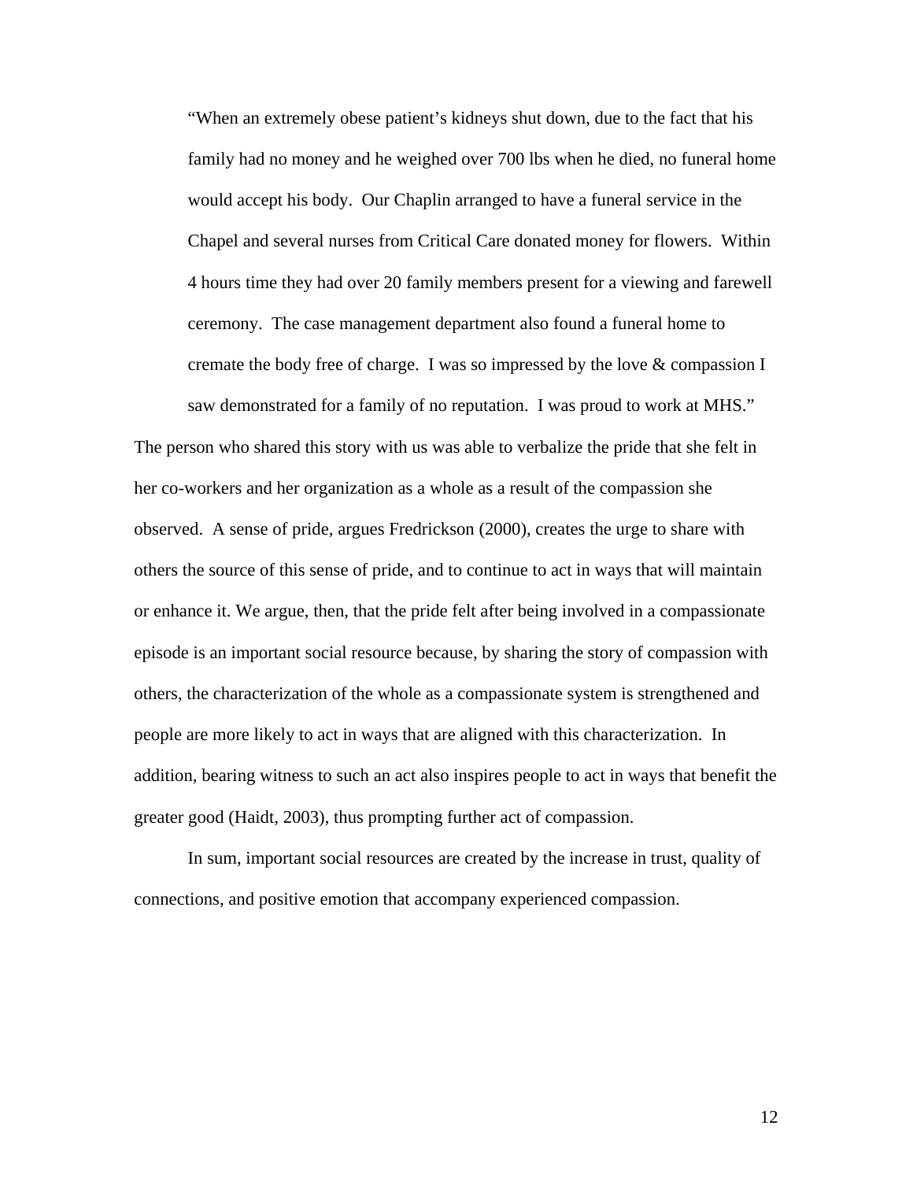> "When an extremely obese patient's kidneys shut down, due to the fact that his family had no money and he weighed over 700 lbs when he died, no funeral home would accept his body. Our Chaplin arranged to have a funeral service in the Chapel and several nurses from Critical Care donated money for flowers. Within 4 hours time they had over 20 family members present for a viewing and farewell ceremony. The case management department also found a funeral home to cremate the body free of charge. I was so impressed by the love & compassion I saw demonstrated for a family of no reputation. I was proud to work at MHS."

The person who shared this story with us was able to verbalize the pride that she felt in her co-workers and her organization as a whole as a result of the compassion she observed. A sense of pride, argues Fredrickson (2000), creates the urge to share with others the source of this sense of pride, and to continue to act in ways that will maintain or enhance it. We argue, then, that the pride felt after being involved in a compassionate episode is an important social resource because, by sharing the story of compassion with others, the characterization of the whole as a compassionate system is strengthened and people are more likely to act in ways that are aligned with this characterization. In addition, bearing witness to such an act also inspires people to act in ways that benefit the greater good (Haidt, 2003), thus prompting further act of compassion.

In sum, important social resources are created by the increase in trust, quality of connections, and positive emotion that accompany experienced compassion.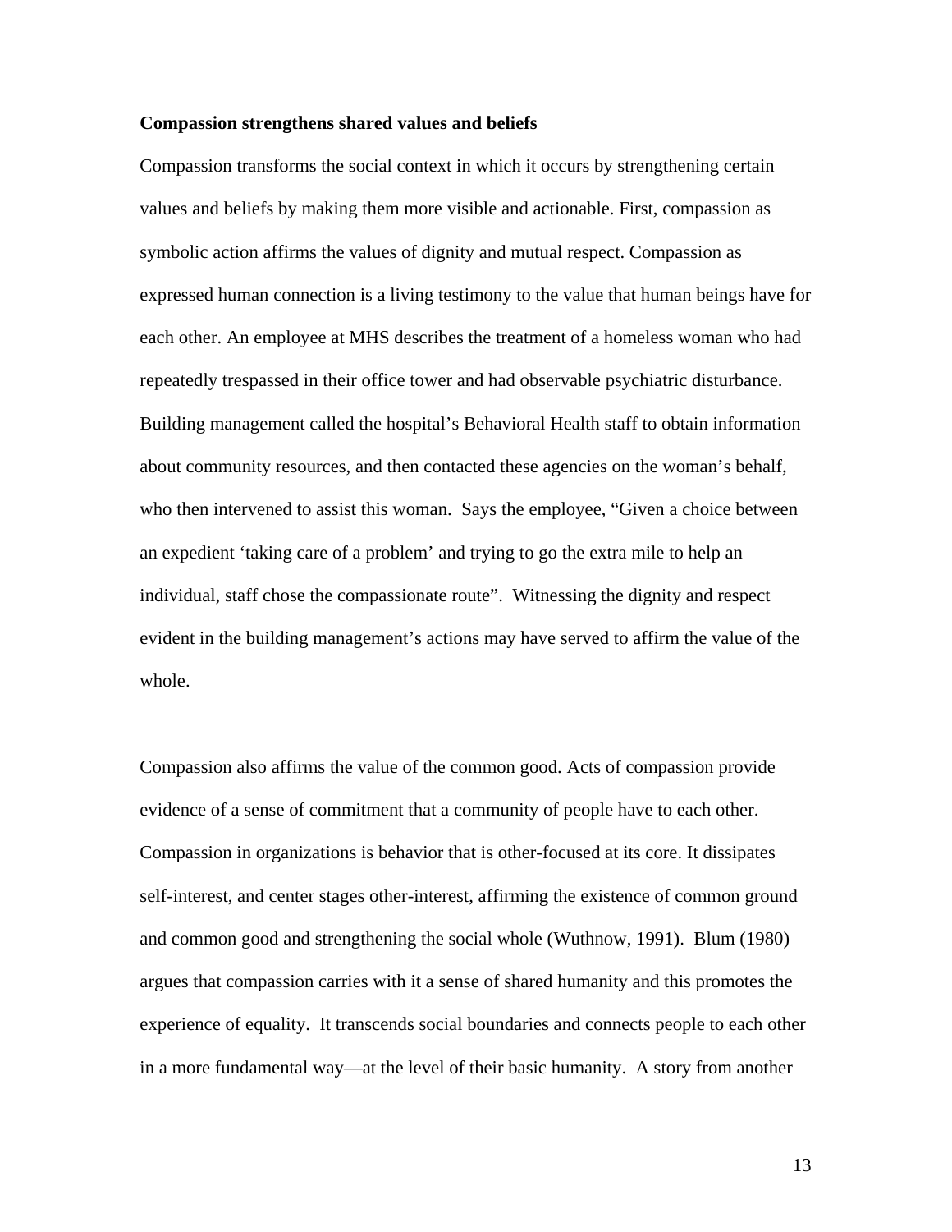**Compassion strengthens shared values and beliefs**

Compassion transforms the social context in which it occurs by strengthening certain values and beliefs by making them more visible and actionable. First, compassion as symbolic action affirms the values of dignity and mutual respect. Compassion as expressed human connection is a living testimony to the value that human beings have for each other. An employee at MHS describes the treatment of a homeless woman who had repeatedly trespassed in their office tower and had observable psychiatric disturbance. Building management called the hospital's Behavioral Health staff to obtain information about community resources, and then contacted these agencies on the woman's behalf, who then intervened to assist this woman. Says the employee, "Given a choice between an expedient 'taking care of a problem' and trying to go the extra mile to help an individual, staff chose the compassionate route". Witnessing the dignity and respect evident in the building management's actions may have served to affirm the value of the whole.

Compassion also affirms the value of the common good. Acts of compassion provide evidence of a sense of commitment that a community of people have to each other. Compassion in organizations is behavior that is other-focused at its core. It dissipates self-interest, and center stages other-interest, affirming the existence of common ground and common good and strengthening the social whole (Wuthnow, 1991). Blum (1980) argues that compassion carries with it a sense of shared humanity and this promotes the experience of equality. It transcends social boundaries and connects people to each other in a more fundamental way—at the level of their basic humanity. A story from another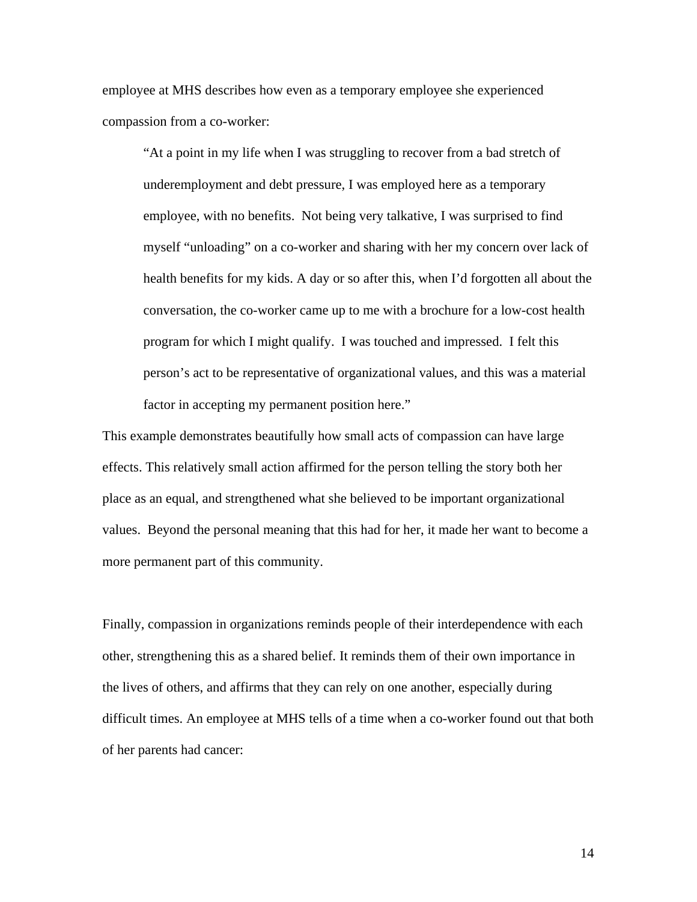employee at MHS describes how even as a temporary employee she experienced compassion from a co-worker:

> "At a point in my life when I was struggling to recover from a bad stretch of underemployment and debt pressure, I was employed here as a temporary employee, with no benefits. Not being very talkative, I was surprised to find myself "unloading" on a co-worker and sharing with her my concern over lack of health benefits for my kids. A day or so after this, when I'd forgotten all about the conversation, the co-worker came up to me with a brochure for a low-cost health program for which I might qualify. I was touched and impressed. I felt this person's act to be representative of organizational values, and this was a material factor in accepting my permanent position here."

This example demonstrates beautifully how small acts of compassion can have large effects. This relatively small action affirmed for the person telling the story both her place as an equal, and strengthened what she believed to be important organizational values. Beyond the personal meaning that this had for her, it made her want to become a more permanent part of this community.

Finally, compassion in organizations reminds people of their interdependence with each other, strengthening this as a shared belief. It reminds them of their own importance in the lives of others, and affirms that they can rely on one another, especially during difficult times. An employee at MHS tells of a time when a co-worker found out that both of her parents had cancer: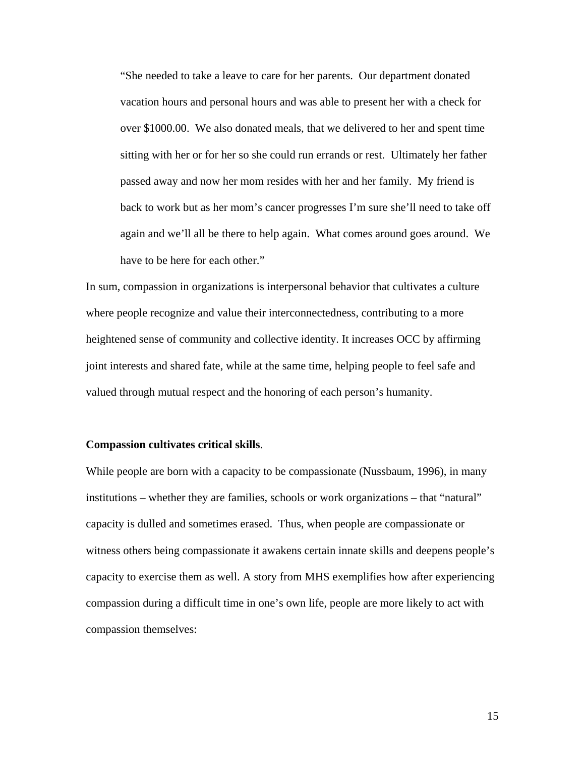> "She needed to take a leave to care for her parents. Our department donated vacation hours and personal hours and was able to present her with a check for over $1000.00. We also donated meals, that we delivered to her and spent time sitting with her or for her so she could run errands or rest. Ultimately her father passed away and now her mom resides with her and her family. My friend is back to work but as her mom's cancer progresses I'm sure she'll need to take off again and we'll all be there to help again. What comes around goes around. We have to be here for each other."

In sum, compassion in organizations is interpersonal behavior that cultivates a culture where people recognize and value their interconnectedness, contributing to a more heightened sense of community and collective identity. It increases OCC by affirming joint interests and shared fate, while at the same time, helping people to feel safe and valued through mutual respect and the honoring of each person's humanity.

**Compassion cultivates critical skills**.

While people are born with a capacity to be compassionate (Nussbaum, 1996), in many institutions – whether they are families, schools or work organizations – that "natural" capacity is dulled and sometimes erased. Thus, when people are compassionate or witness others being compassionate it awakens certain innate skills and deepens people's capacity to exercise them as well. A story from MHS exemplifies how after experiencing compassion during a difficult time in one's own life, people are more likely to act with compassion themselves: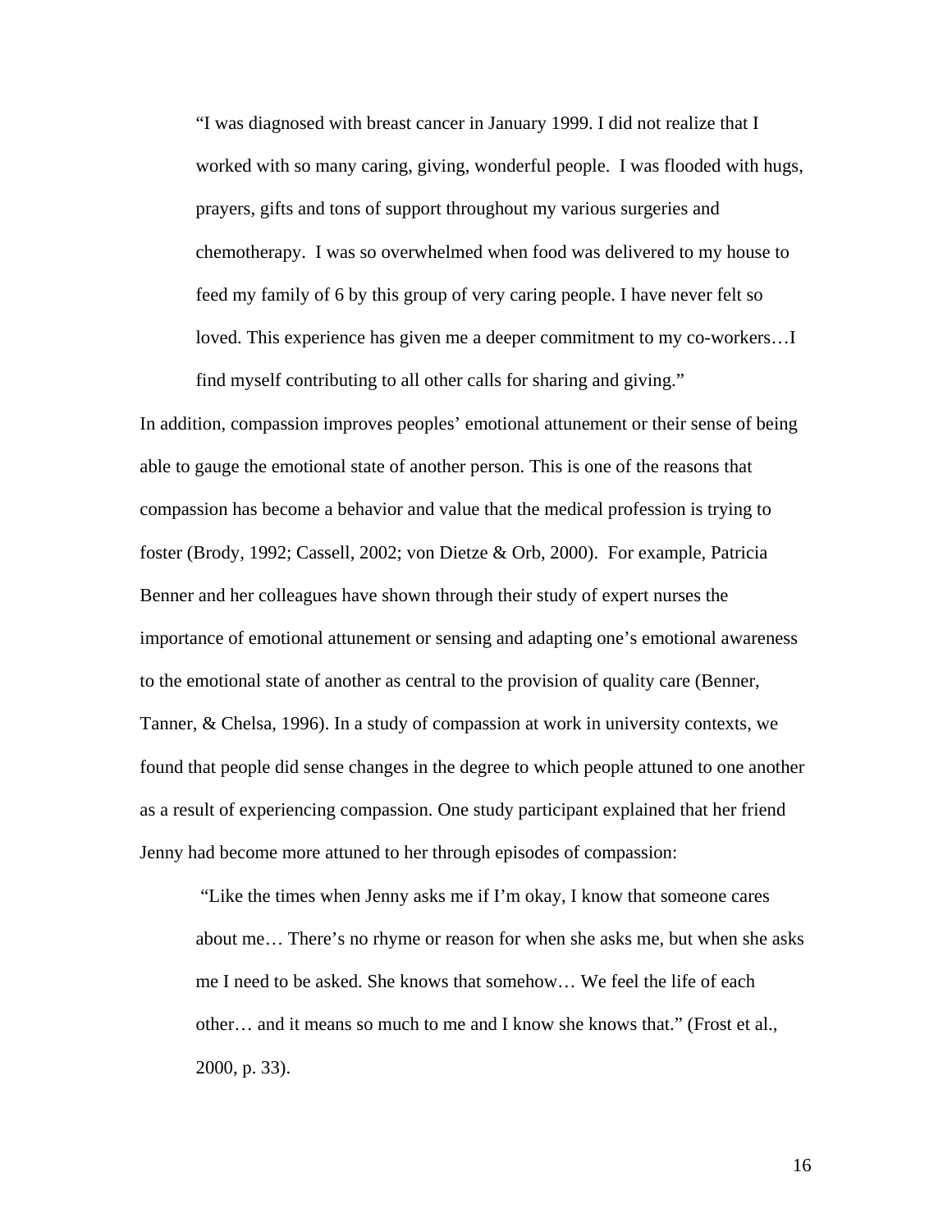> "I was diagnosed with breast cancer in January 1999. I did not realize that I worked with so many caring, giving, wonderful people. I was flooded with hugs, prayers, gifts and tons of support throughout my various surgeries and chemotherapy. I was so overwhelmed when food was delivered to my house to feed my family of 6 by this group of very caring people. I have never felt so loved. This experience has given me a deeper commitment to my co-workers…I find myself contributing to all other calls for sharing and giving."

In addition, compassion improves peoples' emotional attunement or their sense of being able to gauge the emotional state of another person. This is one of the reasons that compassion has become a behavior and value that the medical profession is trying to foster (Brody, 1992; Cassell, 2002; von Dietze & Orb, 2000). For example, Patricia Benner and her colleagues have shown through their study of expert nurses the importance of emotional attunement or sensing and adapting one's emotional awareness to the emotional state of another as central to the provision of quality care (Benner, Tanner, & Chelsa, 1996). In a study of compassion at work in university contexts, we found that people did sense changes in the degree to which people attuned to one another as a result of experiencing compassion. One study participant explained that her friend Jenny had become more attuned to her through episodes of compassion:

> "Like the times when Jenny asks me if I'm okay, I know that someone cares about me… There's no rhyme or reason for when she asks me, but when she asks me I need to be asked. She knows that somehow… We feel the life of each other… and it means so much to me and I know she knows that." (Frost et al., 2000, p. 33).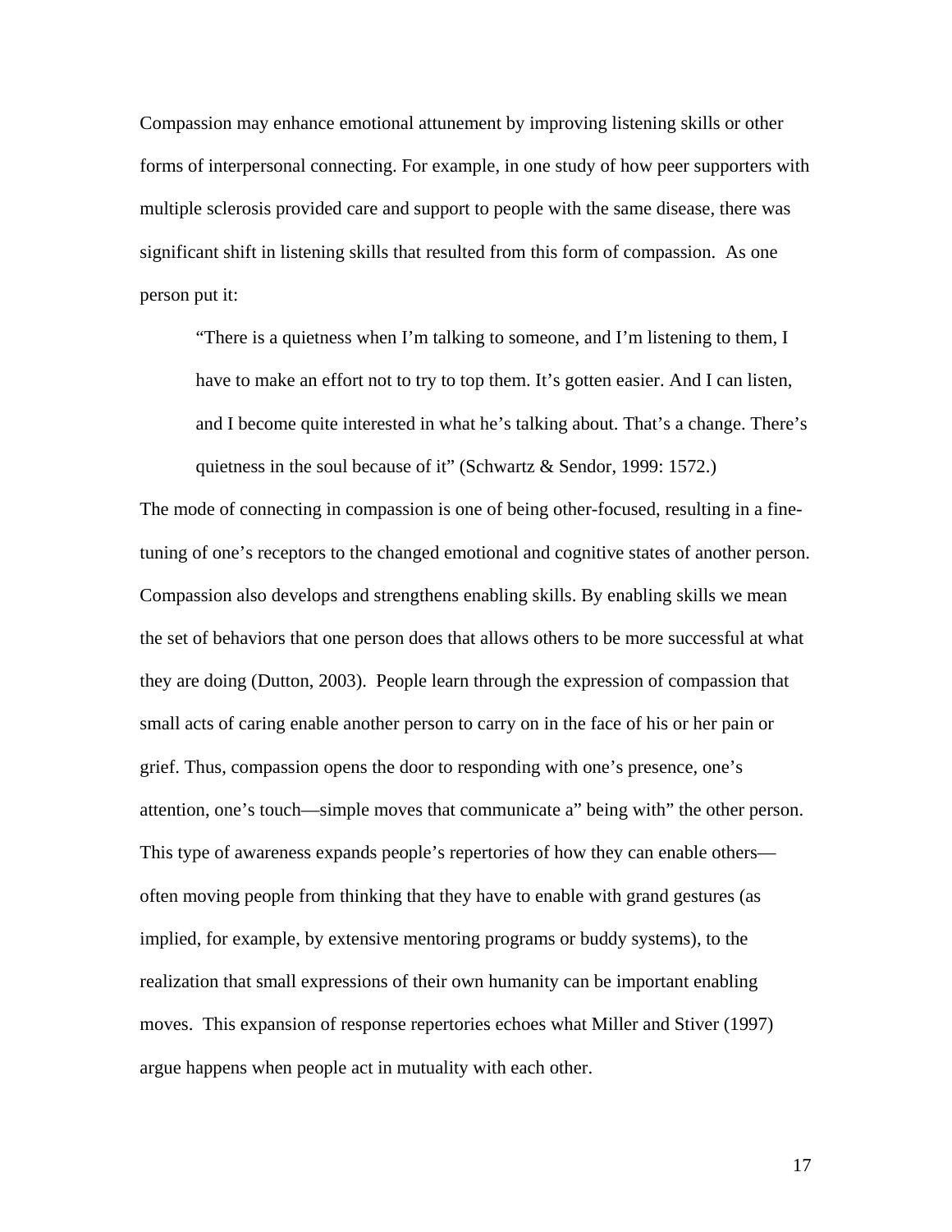Compassion may enhance emotional attunement by improving listening skills or other forms of interpersonal connecting. For example, in one study of how peer supporters with multiple sclerosis provided care and support to people with the same disease, there was significant shift in listening skills that resulted from this form of compassion. As one person put it:

> "There is a quietness when I'm talking to someone, and I'm listening to them, I have to make an effort not to try to top them. It's gotten easier. And I can listen, and I become quite interested in what he's talking about. That's a change. There's quietness in the soul because of it" (Schwartz & Sendor, 1999: 1572.)

The mode of connecting in compassion is one of being other-focused, resulting in a fine-tuning of one's receptors to the changed emotional and cognitive states of another person. Compassion also develops and strengthens enabling skills. By enabling skills we mean the set of behaviors that one person does that allows others to be more successful at what they are doing (Dutton, 2003). People learn through the expression of compassion that small acts of caring enable another person to carry on in the face of his or her pain or grief. Thus, compassion opens the door to responding with one's presence, one's attention, one's touch—simple moves that communicate a" being with" the other person. This type of awareness expands people's repertories of how they can enable others—often moving people from thinking that they have to enable with grand gestures (as implied, for example, by extensive mentoring programs or buddy systems), to the realization that small expressions of their own humanity can be important enabling moves. This expansion of response repertories echoes what Miller and Stiver (1997) argue happens when people act in mutuality with each other.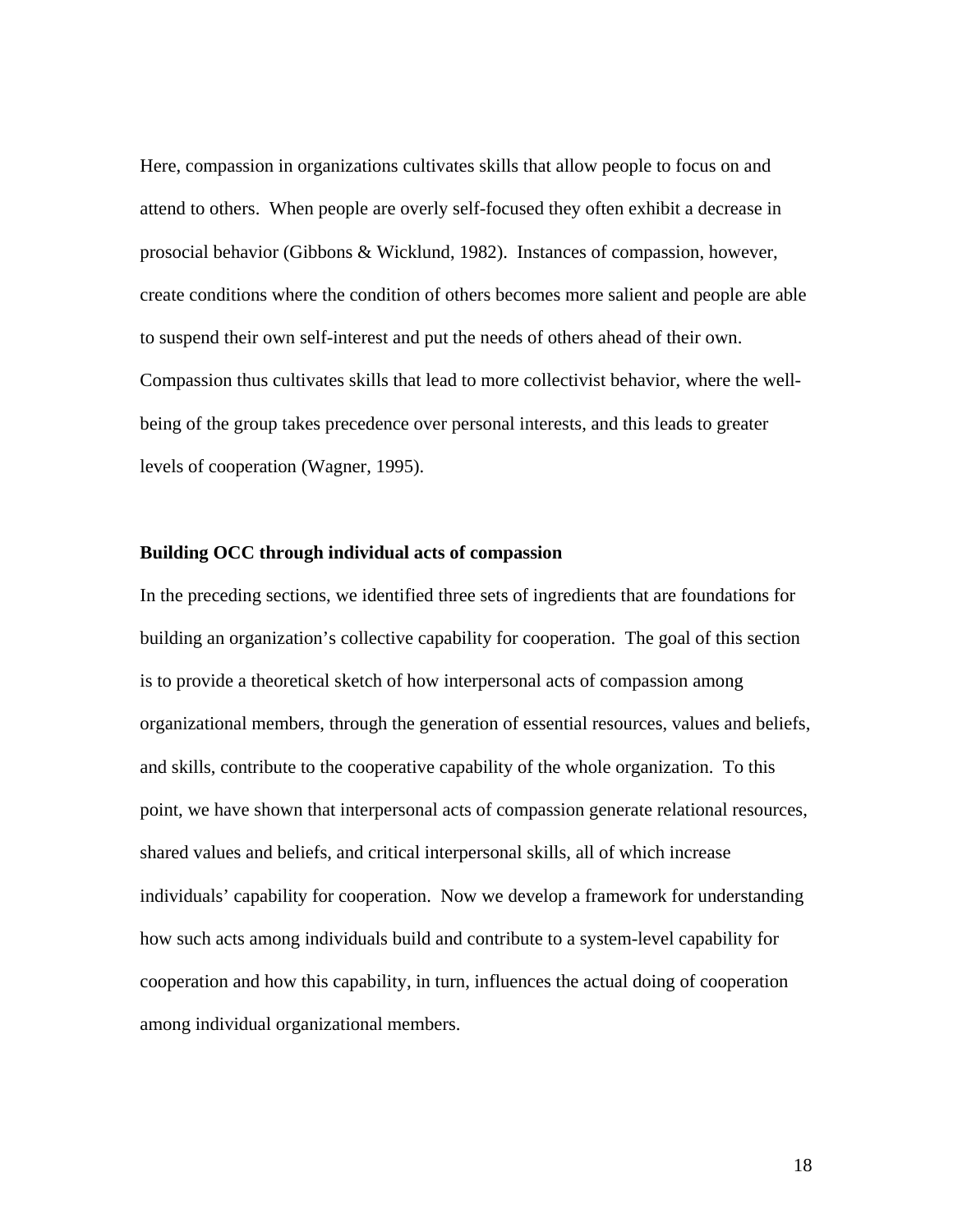Here, compassion in organizations cultivates skills that allow people to focus on and attend to others. When people are overly self-focused they often exhibit a decrease in prosocial behavior (Gibbons & Wicklund, 1982). Instances of compassion, however, create conditions where the condition of others becomes more salient and people are able to suspend their own self-interest and put the needs of others ahead of their own. Compassion thus cultivates skills that lead to more collectivist behavior, where the well-being of the group takes precedence over personal interests, and this leads to greater levels of cooperation (Wagner, 1995).

**Building OCC through individual acts of compassion**

In the preceding sections, we identified three sets of ingredients that are foundations for building an organization's collective capability for cooperation. The goal of this section is to provide a theoretical sketch of how interpersonal acts of compassion among organizational members, through the generation of essential resources, values and beliefs, and skills, contribute to the cooperative capability of the whole organization. To this point, we have shown that interpersonal acts of compassion generate relational resources, shared values and beliefs, and critical interpersonal skills, all of which increase individuals' capability for cooperation. Now we develop a framework for understanding how such acts among individuals build and contribute to a system-level capability for cooperation and how this capability, in turn, influences the actual doing of cooperation among individual organizational members.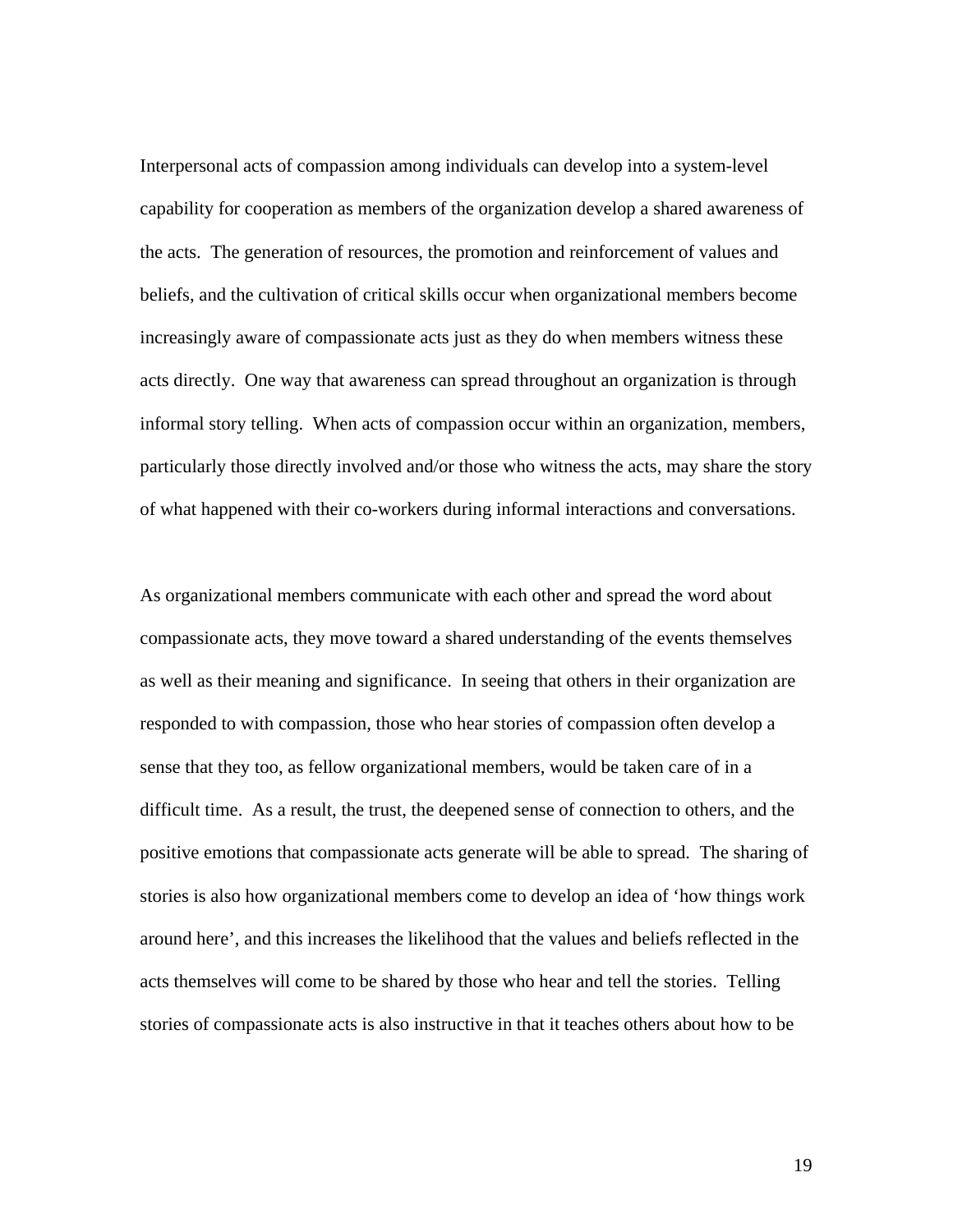Interpersonal acts of compassion among individuals can develop into a system-level capability for cooperation as members of the organization develop a shared awareness of the acts. The generation of resources, the promotion and reinforcement of values and beliefs, and the cultivation of critical skills occur when organizational members become increasingly aware of compassionate acts just as they do when members witness these acts directly. One way that awareness can spread throughout an organization is through informal story telling. When acts of compassion occur within an organization, members, particularly those directly involved and/or those who witness the acts, may share the story of what happened with their co-workers during informal interactions and conversations.

As organizational members communicate with each other and spread the word about compassionate acts, they move toward a shared understanding of the events themselves as well as their meaning and significance. In seeing that others in their organization are responded to with compassion, those who hear stories of compassion often develop a sense that they too, as fellow organizational members, would be taken care of in a difficult time. As a result, the trust, the deepened sense of connection to others, and the positive emotions that compassionate acts generate will be able to spread. The sharing of stories is also how organizational members come to develop an idea of 'how things work around here', and this increases the likelihood that the values and beliefs reflected in the acts themselves will come to be shared by those who hear and tell the stories. Telling stories of compassionate acts is also instructive in that it teaches others about how to be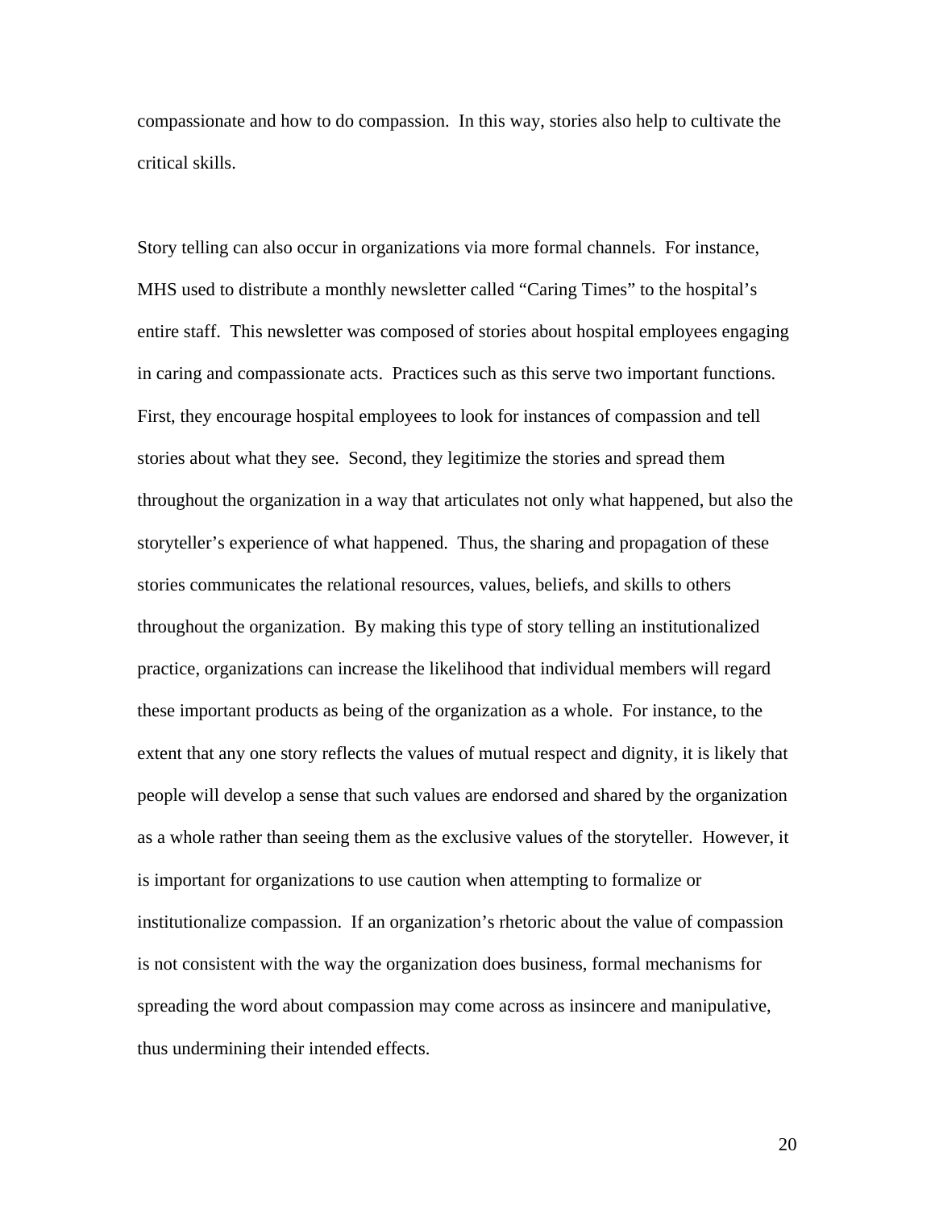compassionate and how to do compassion. In this way, stories also help to cultivate the critical skills.

Story telling can also occur in organizations via more formal channels. For instance, MHS used to distribute a monthly newsletter called "Caring Times" to the hospital's entire staff. This newsletter was composed of stories about hospital employees engaging in caring and compassionate acts. Practices such as this serve two important functions. First, they encourage hospital employees to look for instances of compassion and tell stories about what they see. Second, they legitimize the stories and spread them throughout the organization in a way that articulates not only what happened, but also the storyteller's experience of what happened. Thus, the sharing and propagation of these stories communicates the relational resources, values, beliefs, and skills to others throughout the organization. By making this type of story telling an institutionalized practice, organizations can increase the likelihood that individual members will regard these important products as being of the organization as a whole. For instance, to the extent that any one story reflects the values of mutual respect and dignity, it is likely that people will develop a sense that such values are endorsed and shared by the organization as a whole rather than seeing them as the exclusive values of the storyteller. However, it is important for organizations to use caution when attempting to formalize or institutionalize compassion. If an organization's rhetoric about the value of compassion is not consistent with the way the organization does business, formal mechanisms for spreading the word about compassion may come across as insincere and manipulative, thus undermining their intended effects.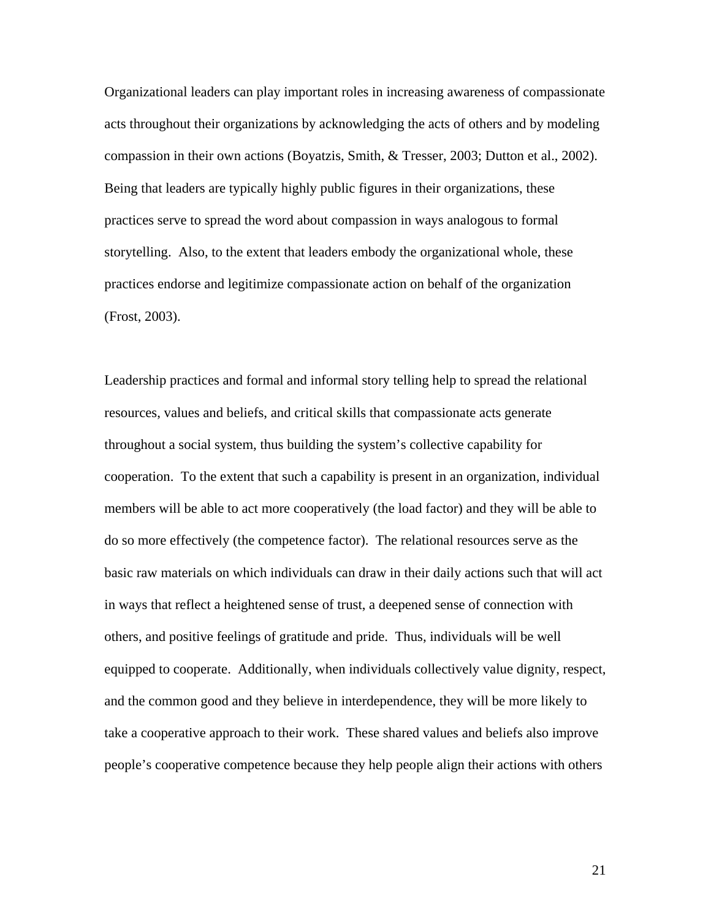Organizational leaders can play important roles in increasing awareness of compassionate acts throughout their organizations by acknowledging the acts of others and by modeling compassion in their own actions (Boyatzis, Smith, & Tresser, 2003; Dutton et al., 2002). Being that leaders are typically highly public figures in their organizations, these practices serve to spread the word about compassion in ways analogous to formal storytelling. Also, to the extent that leaders embody the organizational whole, these practices endorse and legitimize compassionate action on behalf of the organization (Frost, 2003).

Leadership practices and formal and informal story telling help to spread the relational resources, values and beliefs, and critical skills that compassionate acts generate throughout a social system, thus building the system's collective capability for cooperation. To the extent that such a capability is present in an organization, individual members will be able to act more cooperatively (the load factor) and they will be able to do so more effectively (the competence factor). The relational resources serve as the basic raw materials on which individuals can draw in their daily actions such that will act in ways that reflect a heightened sense of trust, a deepened sense of connection with others, and positive feelings of gratitude and pride. Thus, individuals will be well equipped to cooperate. Additionally, when individuals collectively value dignity, respect, and the common good and they believe in interdependence, they will be more likely to take a cooperative approach to their work. These shared values and beliefs also improve people's cooperative competence because they help people align their actions with others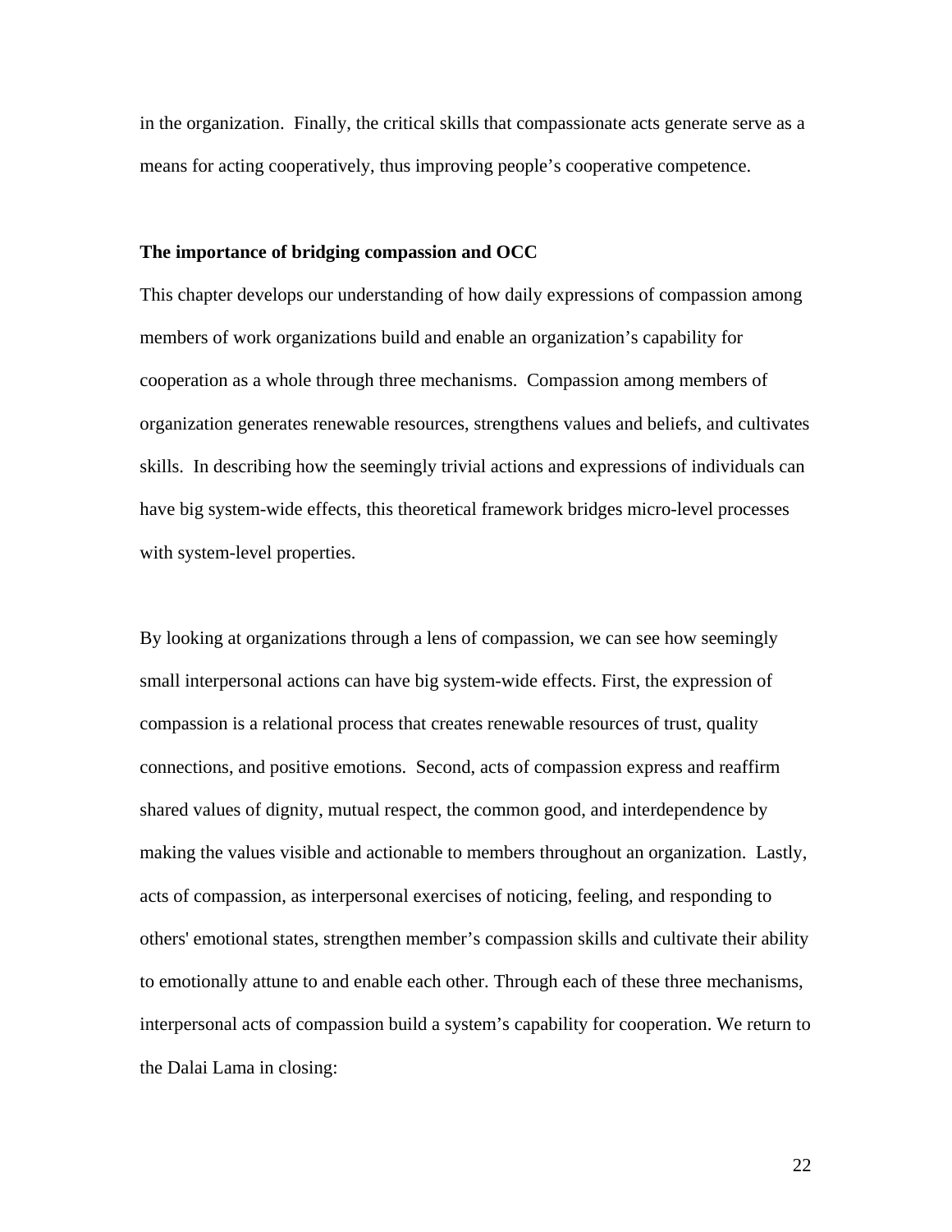in the organization. Finally, the critical skills that compassionate acts generate serve as a means for acting cooperatively, thus improving people's cooperative competence.

**The importance of bridging compassion and OCC**

This chapter develops our understanding of how daily expressions of compassion among members of work organizations build and enable an organization's capability for cooperation as a whole through three mechanisms. Compassion among members of organization generates renewable resources, strengthens values and beliefs, and cultivates skills. In describing how the seemingly trivial actions and expressions of individuals can have big system-wide effects, this theoretical framework bridges micro-level processes with system-level properties.

By looking at organizations through a lens of compassion, we can see how seemingly small interpersonal actions can have big system-wide effects. First, the expression of compassion is a relational process that creates renewable resources of trust, quality connections, and positive emotions. Second, acts of compassion express and reaffirm shared values of dignity, mutual respect, the common good, and interdependence by making the values visible and actionable to members throughout an organization. Lastly, acts of compassion, as interpersonal exercises of noticing, feeling, and responding to others' emotional states, strengthen member's compassion skills and cultivate their ability to emotionally attune to and enable each other. Through each of these three mechanisms, interpersonal acts of compassion build a system's capability for cooperation. We return to the Dalai Lama in closing: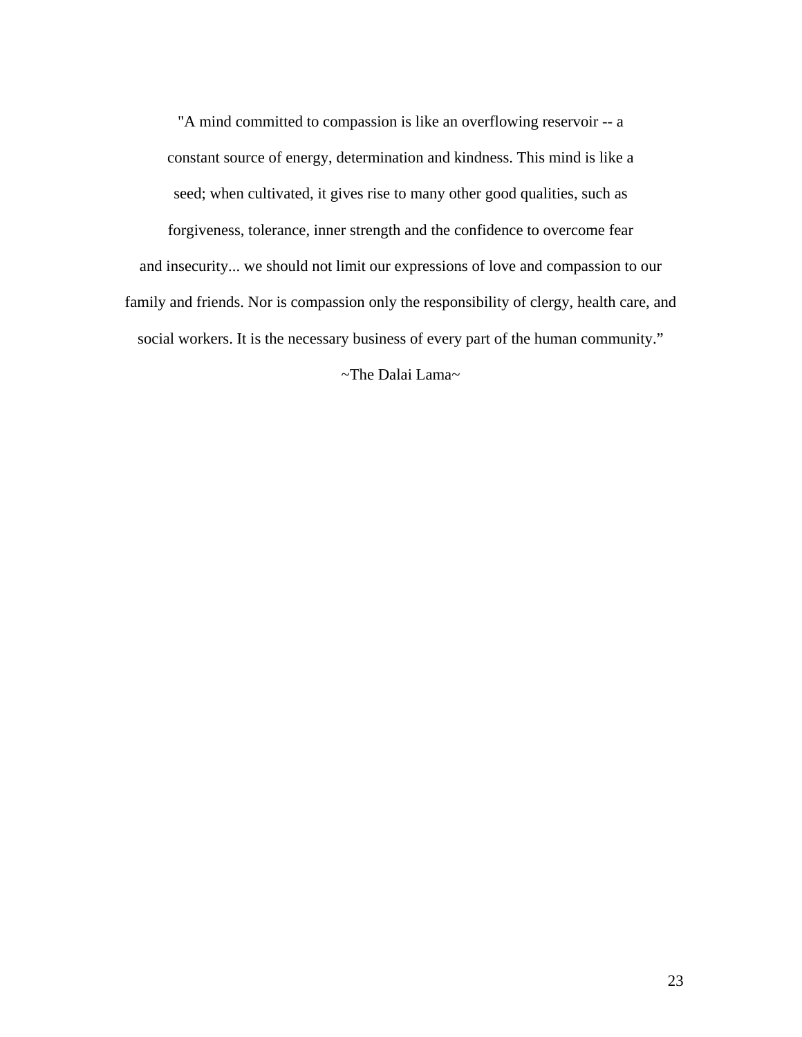"A mind committed to compassion is like an overflowing reservoir -- a constant source of energy, determination and kindness. This mind is like a seed; when cultivated, it gives rise to many other good qualities, such as forgiveness, tolerance, inner strength and the confidence to overcome fear and insecurity... we should not limit our expressions of love and compassion to our family and friends. Nor is compassion only the responsibility of clergy, health care, and social workers. It is the necessary business of every part of the human community."

~The Dalai Lama~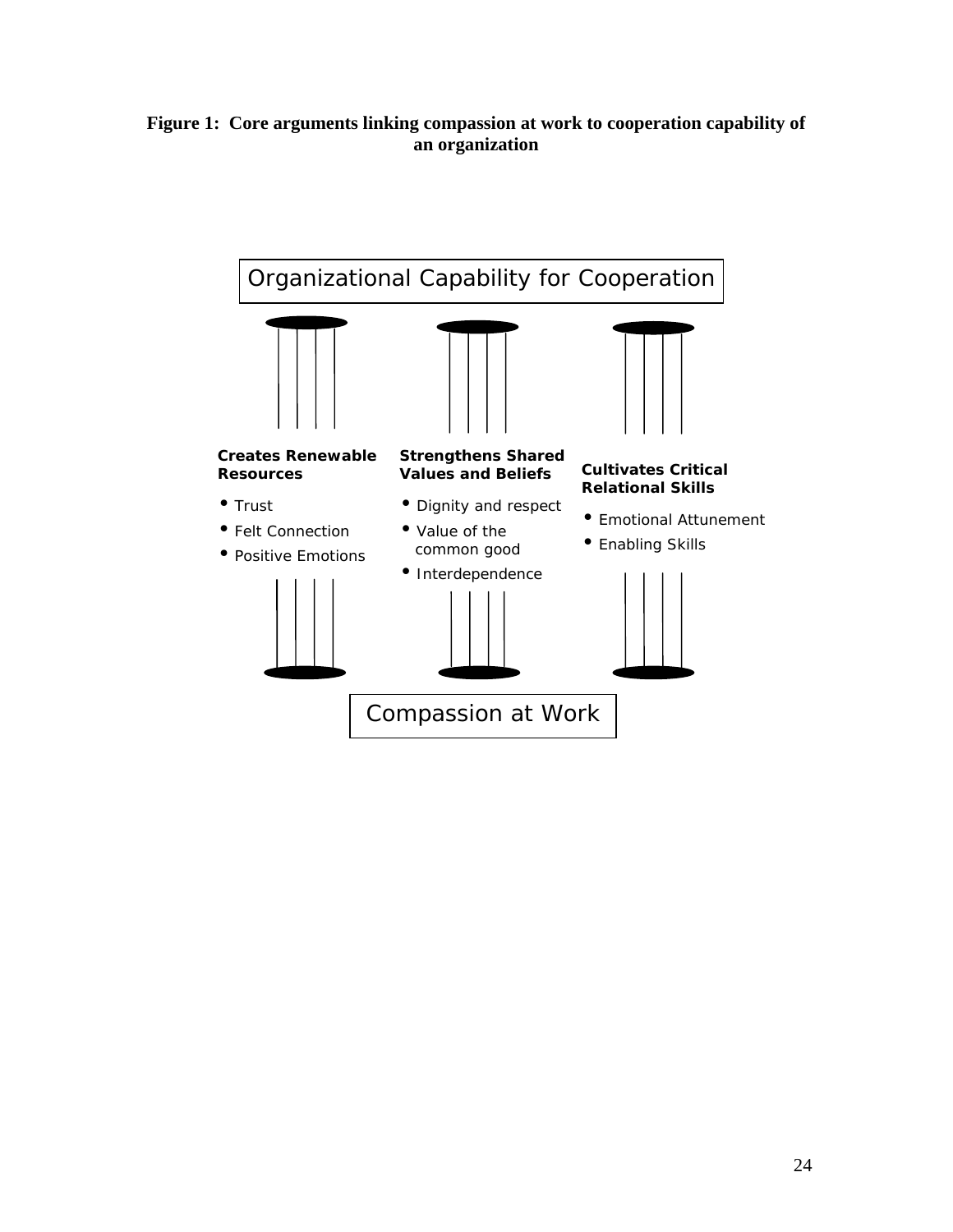**Figure 1: Core arguments linking compassion at work to cooperation capability of an organization**

Organizational Capability for Cooperation

**Creates Renewable Resources**

- Trust
- Felt Connection
- Positive Emotions

**Strengthens Shared Values and Beliefs**

- Dignity and respect
- Value of the common good
- Interdependence

**Cultivates Critical Relational Skills**

- Emotional Attunement
- Enabling Skills

Compassion at Work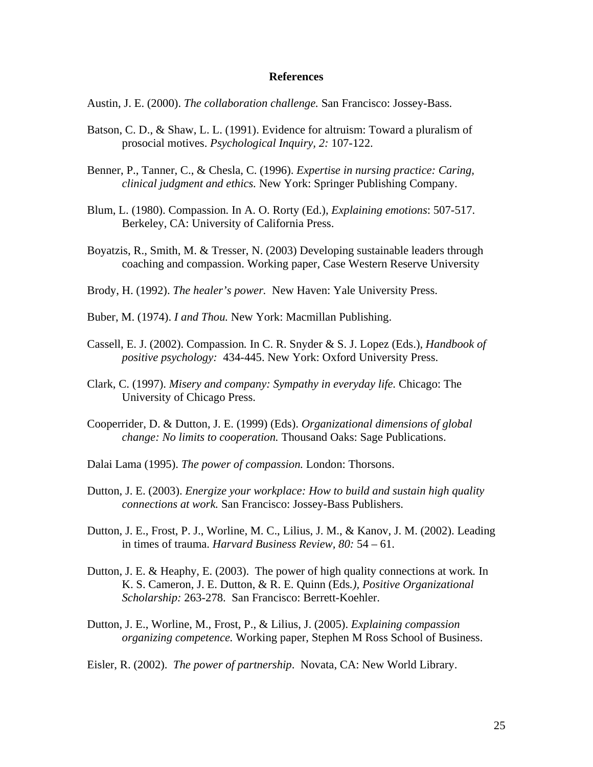# References

Austin, J. E. (2000). *The collaboration challenge.* San Francisco: Jossey-Bass.

Batson, C. D., & Shaw, L. L. (1991). Evidence for altruism: Toward a pluralism of prosocial motives. *Psychological Inquiry, 2:* 107-122.

Benner, P., Tanner, C., & Chesla, C. (1996). *Expertise in nursing practice: Caring, clinical judgment and ethics.* New York: Springer Publishing Company.

Blum, L. (1980). Compassion. In A. O. Rorty (Ed.), *Explaining emotions*: 507-517. Berkeley, CA: University of California Press.

Boyatzis, R., Smith, M. & Tresser, N. (2003) Developing sustainable leaders through coaching and compassion. Working paper, Case Western Reserve University

Brody, H. (1992). *The healer's power.* New Haven: Yale University Press.

Buber, M. (1974). *I and Thou.* New York: Macmillan Publishing.

Cassell, E. J. (2002). Compassion. In C. R. Snyder & S. J. Lopez (Eds.), *Handbook of positive psychology:* 434-445. New York: Oxford University Press.

Clark, C. (1997). *Misery and company: Sympathy in everyday life.* Chicago: The University of Chicago Press.

Cooperrider, D. & Dutton, J. E. (1999) (Eds). *Organizational dimensions of global change: No limits to cooperation.* Thousand Oaks: Sage Publications.

Dalai Lama (1995). *The power of compassion.* London: Thorsons.

Dutton, J. E. (2003). *Energize your workplace: How to build and sustain high quality connections at work.* San Francisco: Jossey-Bass Publishers.

Dutton, J. E., Frost, P. J., Worline, M. C., Lilius, J. M., & Kanov, J. M. (2002). Leading in times of trauma. *Harvard Business Review, 80:* 54 – 61.

Dutton, J. E. & Heaphy, E. (2003). The power of high quality connections at work. In K. S. Cameron, J. E. Dutton, & R. E. Quinn (Eds*.), Positive Organizational Scholarship:* 263-278. San Francisco: Berrett-Koehler.

Dutton, J. E., Worline, M., Frost, P., & Lilius, J. (2005). *Explaining compassion organizing competence.* Working paper, Stephen M Ross School of Business.

Eisler, R. (2002). *The power of partnership*. Novata, CA: New World Library.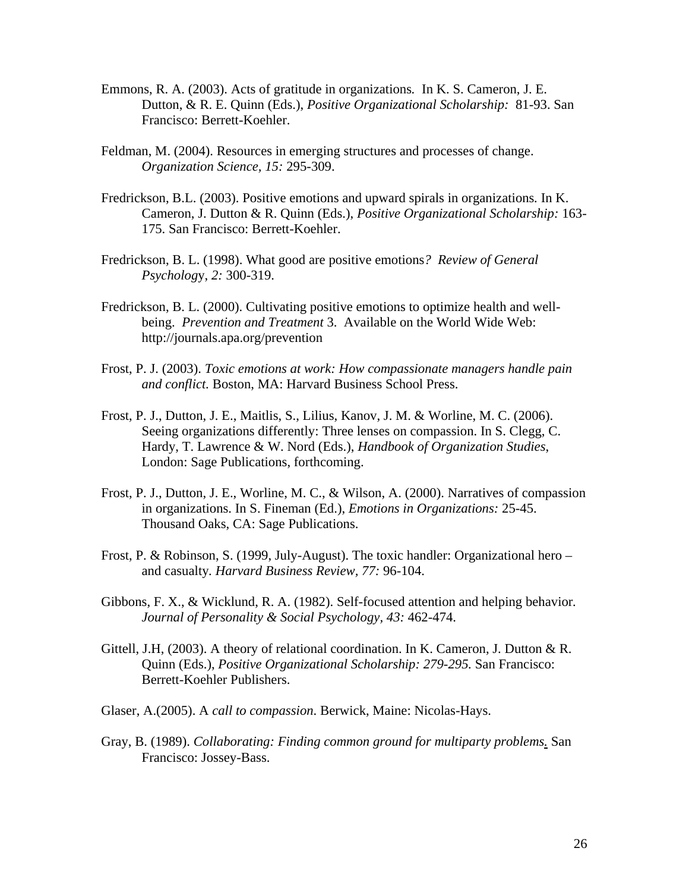Emmons, R. A. (2003). Acts of gratitude in organizations. In K. S. Cameron, J. E. Dutton, & R. E. Quinn (Eds.), *Positive Organizational Scholarship:* 81-93. San Francisco: Berrett-Koehler.

Feldman, M. (2004). Resources in emerging structures and processes of change. *Organization Science*, *15:* 295-309.

Fredrickson, B.L. (2003). Positive emotions and upward spirals in organizations. In K. Cameron, J. Dutton & R. Quinn (Eds.), *Positive Organizational Scholarship:* 163-175. San Francisco: Berrett-Koehler.

Fredrickson, B. L. (1998). What good are positive emotions*? Review of General Psychology*, *2:* 300-319.

Fredrickson, B. L. (2000). Cultivating positive emotions to optimize health and well-being. *Prevention and Treatment* 3. Available on the World Wide Web: http://journals.apa.org/prevention

Frost, P. J. (2003). *Toxic emotions at work: How compassionate managers handle pain and conflict.* Boston, MA: Harvard Business School Press.

Frost, P. J., Dutton, J. E., Maitlis, S., Lilius, Kanov, J. M. & Worline, M. C. (2006). Seeing organizations differently: Three lenses on compassion. In S. Clegg, C. Hardy, T. Lawrence & W. Nord (Eds.), *Handbook of Organization Studies*, London: Sage Publications, forthcoming.

Frost, P. J., Dutton, J. E., Worline, M. C., & Wilson, A. (2000). Narratives of compassion in organizations. In S. Fineman (Ed.), *Emotions in Organizations:* 25-45. Thousand Oaks, CA: Sage Publications.

Frost, P. & Robinson, S. (1999, July-August). The toxic handler: Organizational hero – and casualty. *Harvard Business Review, 77:* 96-104.

Gibbons, F. X., & Wicklund, R. A. (1982). Self-focused attention and helping behavior. *Journal of Personality & Social Psychology, 43:* 462-474.

Gittell, J.H, (2003). A theory of relational coordination. In K. Cameron, J. Dutton & R. Quinn (Eds.), *Positive Organizational Scholarship: 279-295.* San Francisco: Berrett-Koehler Publishers.

Glaser, A.(2005). A *call to compassion*. Berwick, Maine: Nicolas-Hays.

Gray, B. (1989). *Collaborating: Finding common ground for multiparty problems.* San Francisco: Jossey-Bass.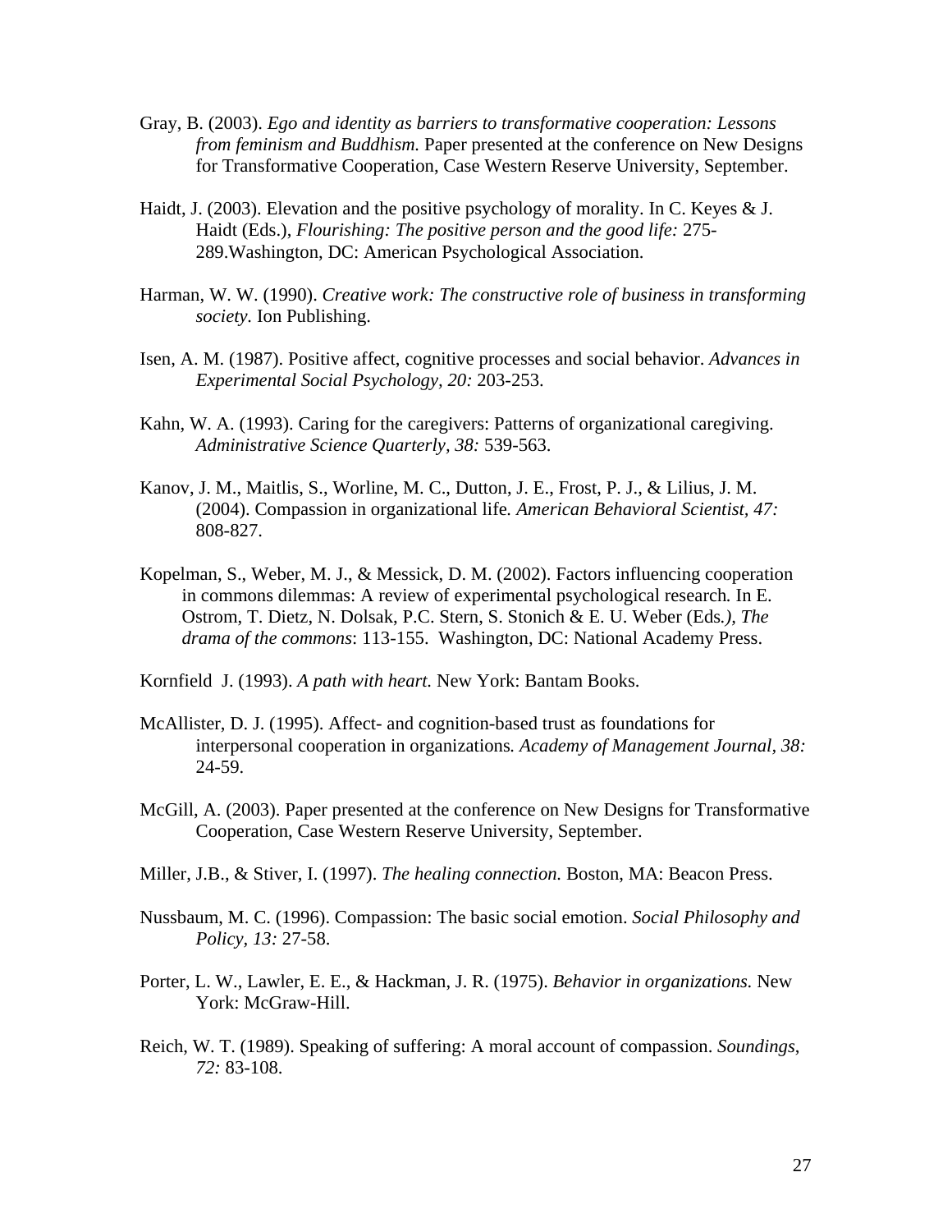Gray, B. (2003). *Ego and identity as barriers to transformative cooperation: Lessons from feminism and Buddhism.* Paper presented at the conference on New Designs for Transformative Cooperation, Case Western Reserve University, September.

Haidt, J. (2003). Elevation and the positive psychology of morality. In C. Keyes & J. Haidt (Eds.), *Flourishing: The positive person and the good life:* 275-289.Washington, DC: American Psychological Association.

Harman, W. W. (1990). *Creative work: The constructive role of business in transforming society*. Ion Publishing.

Isen, A. M. (1987). Positive affect, cognitive processes and social behavior. *Advances in Experimental Social Psychology, 20:* 203-253.

Kahn, W. A. (1993). Caring for the caregivers: Patterns of organizational caregiving. *Administrative Science Quarterly, 38:* 539-563.

Kanov, J. M., Maitlis, S., Worline, M. C., Dutton, J. E., Frost, P. J., & Lilius, J. M. (2004). Compassion in organizational life. *American Behavioral Scientist, 47:* 808-827.

Kopelman, S., Weber, M. J., & Messick, D. M. (2002). Factors influencing cooperation in commons dilemmas: A review of experimental psychological research. In E. Ostrom, T. Dietz, N. Dolsak, P.C. Stern, S. Stonich & E. U. Weber (Eds*.), The drama of the commons*: 113-155. Washington, DC: National Academy Press.

Kornfield J. (1993). *A path with heart.* New York: Bantam Books.

McAllister, D. J. (1995). Affect- and cognition-based trust as foundations for interpersonal cooperation in organizations. *Academy of Management Journal, 38:* 24-59.

McGill, A. (2003). Paper presented at the conference on New Designs for Transformative Cooperation, Case Western Reserve University, September.

Miller, J.B., & Stiver, I. (1997). *The healing connection.* Boston, MA: Beacon Press.

Nussbaum, M. C. (1996). Compassion: The basic social emotion. *Social Philosophy and Policy, 13:* 27-58.

Porter, L. W., Lawler, E. E., & Hackman, J. R. (1975). *Behavior in organizations.* New York: McGraw-Hill.

Reich, W. T. (1989). Speaking of suffering: A moral account of compassion. *Soundings*, *72:* 83-108.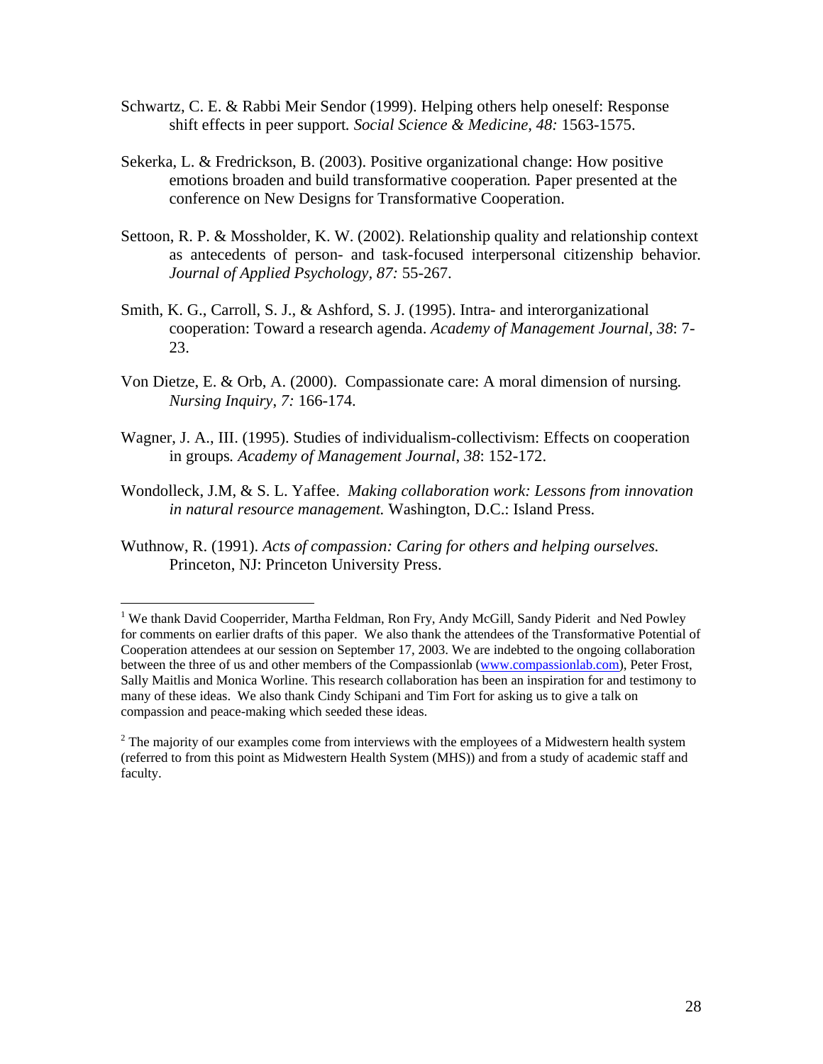Schwartz, C. E. & Rabbi Meir Sendor (1999). Helping others help oneself: Response shift effects in peer support. *Social Science & Medicine, 48:* 1563-1575.

Sekerka, L. & Fredrickson, B. (2003). Positive organizational change: How positive emotions broaden and build transformative cooperation. Paper presented at the conference on New Designs for Transformative Cooperation.

Settoon, R. P. & Mossholder, K. W. (2002). Relationship quality and relationship context as antecedents of person- and task-focused interpersonal citizenship behavior. *Journal of Applied Psychology, 87:* 55-267.

Smith, K. G., Carroll, S. J., & Ashford, S. J. (1995). Intra- and interorganizational cooperation: Toward a research agenda. *Academy of Management Journal, 38*: 7-23.

Von Dietze, E. & Orb, A. (2000). Compassionate care: A moral dimension of nursing. *Nursing Inquiry, 7:* 166-174.

Wagner, J. A., III. (1995). Studies of individualism-collectivism: Effects on cooperation in groups. *Academy of Management Journal, 38*: 152-172.

Wondolleck, J.M, & S. L. Yaffee. *Making collaboration work: Lessons from innovation in natural resource management.* Washington, D.C.: Island Press.

Wuthnow, R. (1991). *Acts of compassion: Caring for others and helping ourselves.* Princeton, NJ: Princeton University Press.

---

[1] We thank David Cooperrider, Martha Feldman, Ron Fry, Andy McGill, Sandy Piderit and Ned Powley for comments on earlier drafts of this paper. We also thank the attendees of the Transformative Potential of Cooperation attendees at our session on September 17, 2003. We are indebted to the ongoing collaboration between the three of us and other members of the Compassionlab (www.compassionlab.com), Peter Frost, Sally Maitlis and Monica Worline. This research collaboration has been an inspiration for and testimony to many of these ideas. We also thank Cindy Schipani and Tim Fort for asking us to give a talk on compassion and peace-making which seeded these ideas.

[2] The majority of our examples come from interviews with the employees of a Midwestern health system (referred to from this point as Midwestern Health System (MHS)) and from a study of academic staff and faculty.